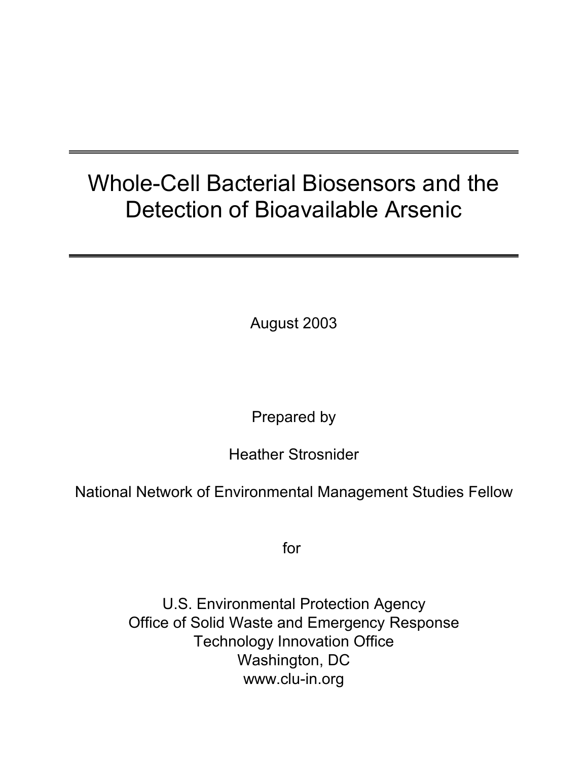# Whole-Cell Bacterial Biosensors and the Detection of Bioavailable Arsenic

August 2003

Prepared by

Heather Strosnider

National Network of Environmental Management Studies Fellow

for

U.S. Environmental Protection Agency
Office of Solid Waste and Emergency Response
Technology Innovation Office
Washington, DC
www.clu-in.org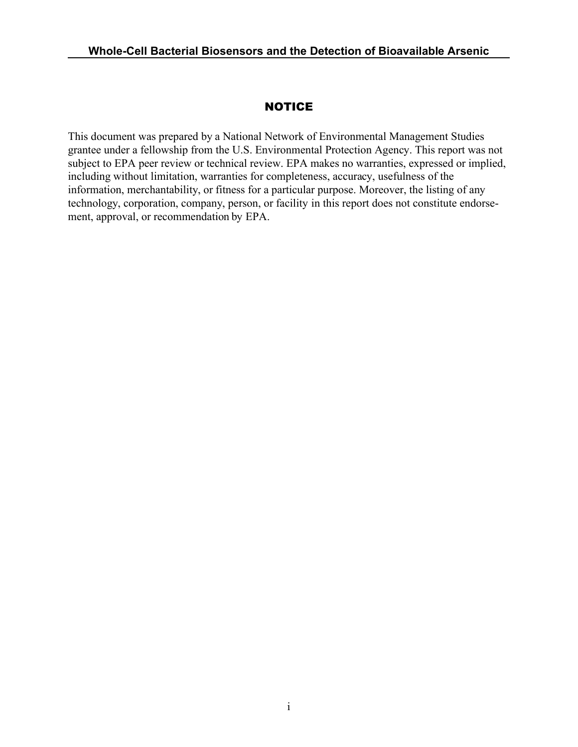## NOTICE

This document was prepared by a National Network of Environmental Management Studies grantee under a fellowship from the U.S. Environmental Protection Agency. This report was not subject to EPA peer review or technical review. EPA makes no warranties, expressed or implied, including without limitation, warranties for completeness, accuracy, usefulness of the information, merchantability, or fitness for a particular purpose. Moreover, the listing of any technology, corporation, company, person, or facility in this report does not constitute endorsement, approval, or recommendation by EPA.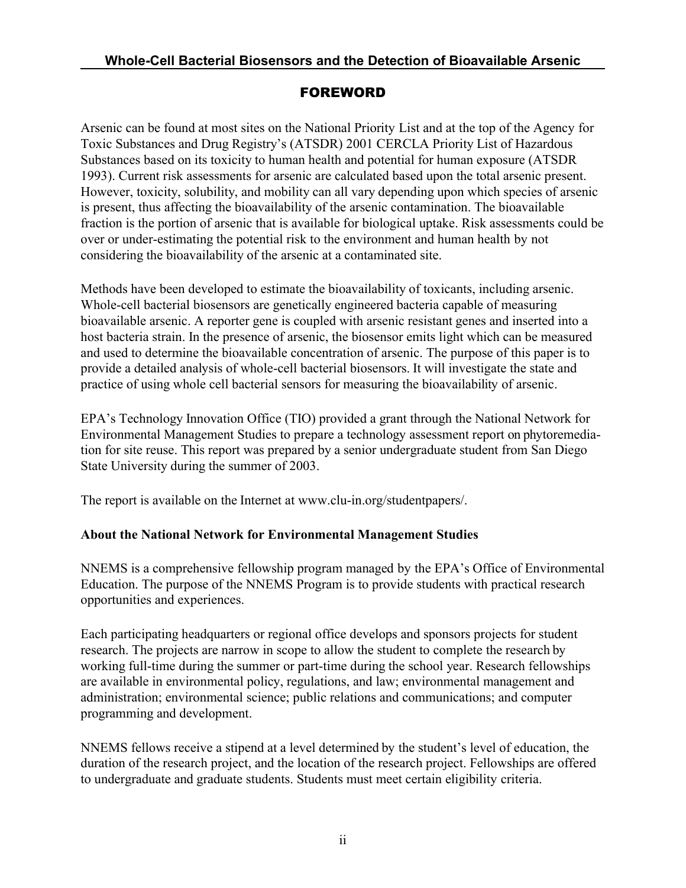# FOREWORD

Arsenic can be found at most sites on the National Priority List and at the top of the Agency for Toxic Substances and Drug Registry's (ATSDR) 2001 CERCLA Priority List of Hazardous Substances based on its toxicity to human health and potential for human exposure (ATSDR 1993). Current risk assessments for arsenic are calculated based upon the total arsenic present. However, toxicity, solubility, and mobility can all vary depending upon which species of arsenic is present, thus affecting the bioavailability of the arsenic contamination. The bioavailable fraction is the portion of arsenic that is available for biological uptake. Risk assessments could be over or under-estimating the potential risk to the environment and human health by not considering the bioavailability of the arsenic at a contaminated site.

Methods have been developed to estimate the bioavailability of toxicants, including arsenic. Whole-cell bacterial biosensors are genetically engineered bacteria capable of measuring bioavailable arsenic. A reporter gene is coupled with arsenic resistant genes and inserted into a host bacteria strain. In the presence of arsenic, the biosensor emits light which can be measured and used to determine the bioavailable concentration of arsenic. The purpose of this paper is to provide a detailed analysis of whole-cell bacterial biosensors. It will investigate the state and practice of using whole cell bacterial sensors for measuring the bioavailability of arsenic.

EPA's Technology Innovation Office (TIO) provided a grant through the National Network for Environmental Management Studies to prepare a technology assessment report on phytoremediation for site reuse. This report was prepared by a senior undergraduate student from San Diego State University during the summer of 2003.

The report is available on the Internet at www.clu-in.org/studentpapers/.

**About the National Network for Environmental Management Studies**

NNEMS is a comprehensive fellowship program managed by the EPA's Office of Environmental Education. The purpose of the NNEMS Program is to provide students with practical research opportunities and experiences.

Each participating headquarters or regional office develops and sponsors projects for student research. The projects are narrow in scope to allow the student to complete the research by working full-time during the summer or part-time during the school year. Research fellowships are available in environmental policy, regulations, and law; environmental management and administration; environmental science; public relations and communications; and computer programming and development.

NNEMS fellows receive a stipend at a level determined by the student's level of education, the duration of the research project, and the location of the research project. Fellowships are offered to undergraduate and graduate students. Students must meet certain eligibility criteria.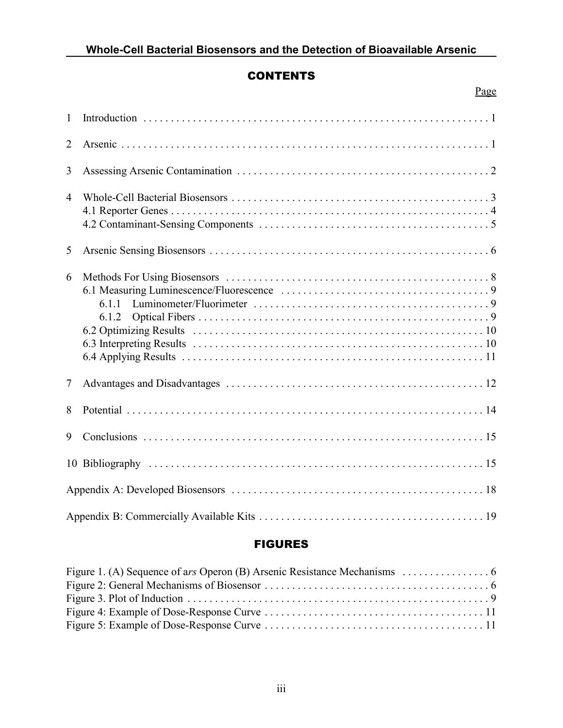## CONTENTS

Page

1 Introduction . . . . . . . . . . . . . . . . . . . . . . . . . . . . . . . . . . . . . . . . . . . . . . . . . . . . . . . . . . . . . . . 1

2 Arsenic . . . . . . . . . . . . . . . . . . . . . . . . . . . . . . . . . . . . . . . . . . . . . . . . . . . . . . . . . . . . . . . . . . . . 1

3 Assessing Arsenic Contamination . . . . . . . . . . . . . . . . . . . . . . . . . . . . . . . . . . . . . . . . . . . . . . 2

4 Whole-Cell Bacterial Biosensors . . . . . . . . . . . . . . . . . . . . . . . . . . . . . . . . . . . . . . . . . . . . . . . 3
   4.1 Reporter Genes . . . . . . . . . . . . . . . . . . . . . . . . . . . . . . . . . . . . . . . . . . . . . . . . . . . . . . . . . . 4
   4.2 Contaminant-Sensing Components . . . . . . . . . . . . . . . . . . . . . . . . . . . . . . . . . . . . . . . . . . 5

5 Arsenic Sensing Biosensors . . . . . . . . . . . . . . . . . . . . . . . . . . . . . . . . . . . . . . . . . . . . . . . . . . . 6

6 Methods For Using Biosensors . . . . . . . . . . . . . . . . . . . . . . . . . . . . . . . . . . . . . . . . . . . . . . . . 8
   6.1 Measuring Luminescence/Fluorescence . . . . . . . . . . . . . . . . . . . . . . . . . . . . . . . . . . . . . . 9
      6.1.1 Luminometer/Fluorimeter . . . . . . . . . . . . . . . . . . . . . . . . . . . . . . . . . . . . . . . . . . . 9
      6.1.2 Optical Fibers . . . . . . . . . . . . . . . . . . . . . . . . . . . . . . . . . . . . . . . . . . . . . . . . . . . . . 9
   6.2 Optimizing Results . . . . . . . . . . . . . . . . . . . . . . . . . . . . . . . . . . . . . . . . . . . . . . . . . . . . . 10
   6.3 Interpreting Results . . . . . . . . . . . . . . . . . . . . . . . . . . . . . . . . . . . . . . . . . . . . . . . . . . . . 10
   6.4 Applying Results . . . . . . . . . . . . . . . . . . . . . . . . . . . . . . . . . . . . . . . . . . . . . . . . . . . . . . 11

7 Advantages and Disadvantages . . . . . . . . . . . . . . . . . . . . . . . . . . . . . . . . . . . . . . . . . . . . . . . 12

8 Potential . . . . . . . . . . . . . . . . . . . . . . . . . . . . . . . . . . . . . . . . . . . . . . . . . . . . . . . . . . . . . . . . . 14

9 Conclusions . . . . . . . . . . . . . . . . . . . . . . . . . . . . . . . . . . . . . . . . . . . . . . . . . . . . . . . . . . . . . . 15

10 Bibliography . . . . . . . . . . . . . . . . . . . . . . . . . . . . . . . . . . . . . . . . . . . . . . . . . . . . . . . . . . . . . 15

Appendix A: Developed Biosensors . . . . . . . . . . . . . . . . . . . . . . . . . . . . . . . . . . . . . . . . . . . . . . 18

Appendix B: Commercially Available Kits . . . . . . . . . . . . . . . . . . . . . . . . . . . . . . . . . . . . . . . . . 19

## FIGURES

Figure 1. (A) Sequence of a*rs* Operon (B) Arsenic Resistance Mechanisms . . . . . . . . . . . . . . . . 6
Figure 2: General Mechanisms of Biosensor . . . . . . . . . . . . . . . . . . . . . . . . . . . . . . . . . . . . . . . . . 6
Figure 3. Plot of Induction . . . . . . . . . . . . . . . . . . . . . . . . . . . . . . . . . . . . . . . . . . . . . . . . . . . . . . . 9
Figure 4: Example of Dose-Response Curve . . . . . . . . . . . . . . . . . . . . . . . . . . . . . . . . . . . . . . . . 11
Figure 5: Example of Dose-Response Curve . . . . . . . . . . . . . . . . . . . . . . . . . . . . . . . . . . . . . . . . 11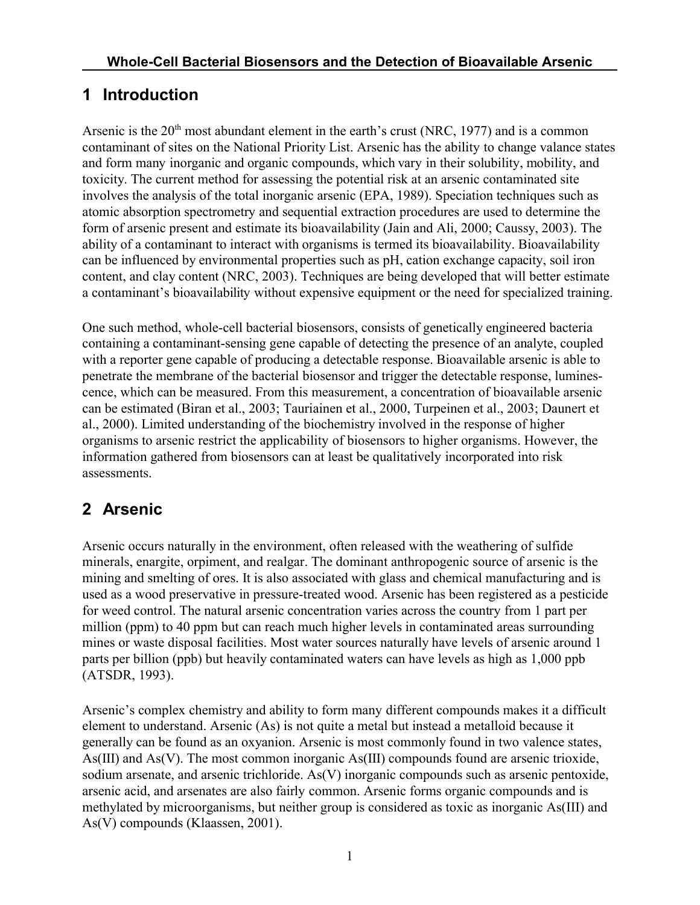# 1 Introduction

Arsenic is the 20th most abundant element in the earth's crust (NRC, 1977) and is a common contaminant of sites on the National Priority List. Arsenic has the ability to change valance states and form many inorganic and organic compounds, which vary in their solubility, mobility, and toxicity. The current method for assessing the potential risk at an arsenic contaminated site involves the analysis of the total inorganic arsenic (EPA, 1989). Speciation techniques such as atomic absorption spectrometry and sequential extraction procedures are used to determine the form of arsenic present and estimate its bioavailability (Jain and Ali, 2000; Caussy, 2003). The ability of a contaminant to interact with organisms is termed its bioavailability. Bioavailability can be influenced by environmental properties such as pH, cation exchange capacity, soil iron content, and clay content (NRC, 2003). Techniques are being developed that will better estimate a contaminant's bioavailability without expensive equipment or the need for specialized training.

One such method, whole-cell bacterial biosensors, consists of genetically engineered bacteria containing a contaminant-sensing gene capable of detecting the presence of an analyte, coupled with a reporter gene capable of producing a detectable response. Bioavailable arsenic is able to penetrate the membrane of the bacterial biosensor and trigger the detectable response, luminescence, which can be measured. From this measurement, a concentration of bioavailable arsenic can be estimated (Biran et al., 2003; Tauriainen et al., 2000, Turpeinen et al., 2003; Daunert et al., 2000). Limited understanding of the biochemistry involved in the response of higher organisms to arsenic restrict the applicability of biosensors to higher organisms. However, the information gathered from biosensors can at least be qualitatively incorporated into risk assessments.

# 2 Arsenic

Arsenic occurs naturally in the environment, often released with the weathering of sulfide minerals, enargite, orpiment, and realgar. The dominant anthropogenic source of arsenic is the mining and smelting of ores. It is also associated with glass and chemical manufacturing and is used as a wood preservative in pressure-treated wood. Arsenic has been registered as a pesticide for weed control. The natural arsenic concentration varies across the country from 1 part per million (ppm) to 40 ppm but can reach much higher levels in contaminated areas surrounding mines or waste disposal facilities. Most water sources naturally have levels of arsenic around 1 parts per billion (ppb) but heavily contaminated waters can have levels as high as 1,000 ppb (ATSDR, 1993).

Arsenic's complex chemistry and ability to form many different compounds makes it a difficult element to understand. Arsenic (As) is not quite a metal but instead a metalloid because it generally can be found as an oxyanion. Arsenic is most commonly found in two valence states, As(III) and As(V). The most common inorganic As(III) compounds found are arsenic trioxide, sodium arsenate, and arsenic trichloride. As(V) inorganic compounds such as arsenic pentoxide, arsenic acid, and arsenates are also fairly common. Arsenic forms organic compounds and is methylated by microorganisms, but neither group is considered as toxic as inorganic As(III) and As(V) compounds (Klaassen, 2001).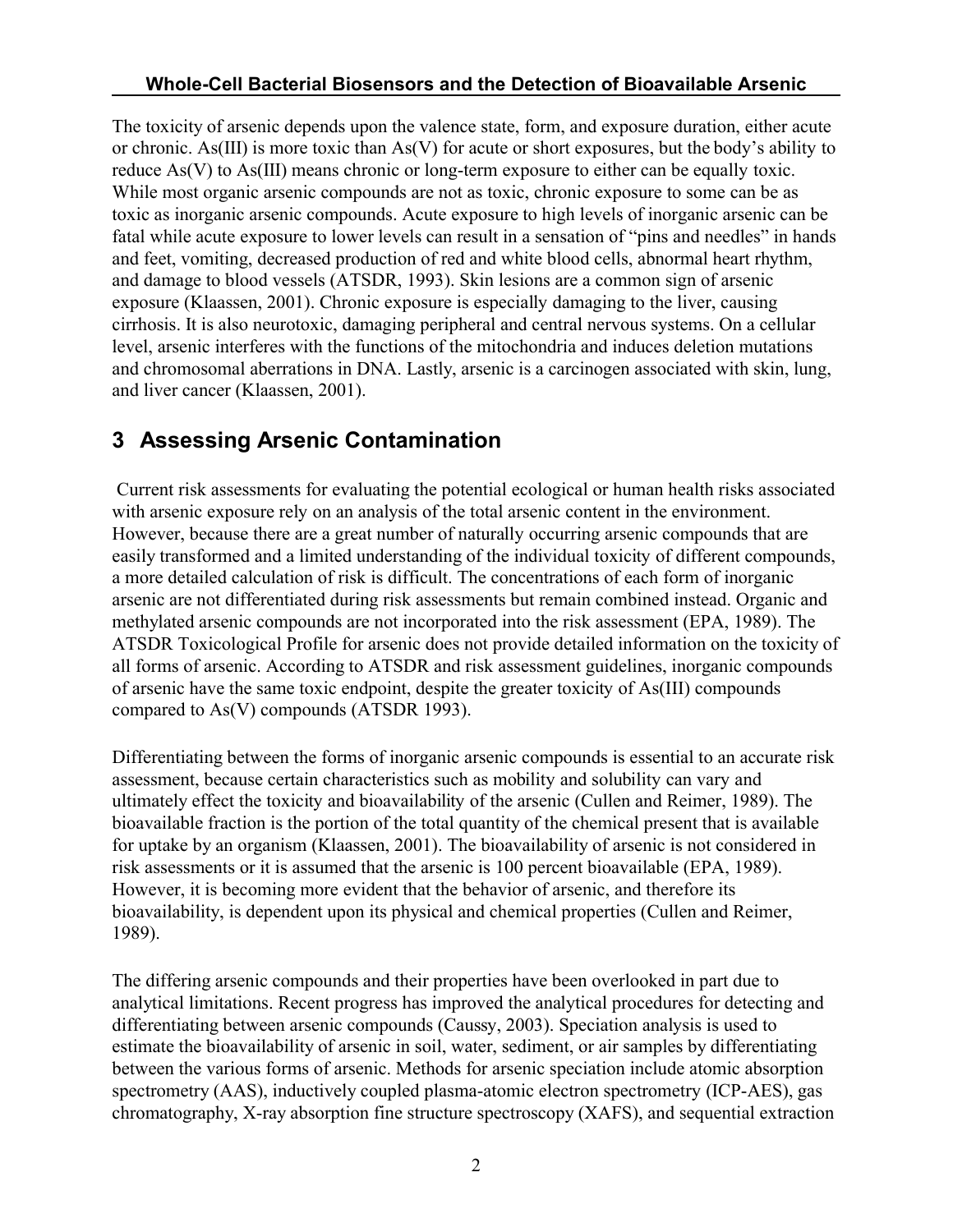The toxicity of arsenic depends upon the valence state, form, and exposure duration, either acute or chronic. As(III) is more toxic than As(V) for acute or short exposures, but the body's ability to reduce As(V) to As(III) means chronic or long-term exposure to either can be equally toxic. While most organic arsenic compounds are not as toxic, chronic exposure to some can be as toxic as inorganic arsenic compounds. Acute exposure to high levels of inorganic arsenic can be fatal while acute exposure to lower levels can result in a sensation of "pins and needles" in hands and feet, vomiting, decreased production of red and white blood cells, abnormal heart rhythm, and damage to blood vessels (ATSDR, 1993). Skin lesions are a common sign of arsenic exposure (Klaassen, 2001). Chronic exposure is especially damaging to the liver, causing cirrhosis. It is also neurotoxic, damaging peripheral and central nervous systems. On a cellular level, arsenic interferes with the functions of the mitochondria and induces deletion mutations and chromosomal aberrations in DNA. Lastly, arsenic is a carcinogen associated with skin, lung, and liver cancer (Klaassen, 2001).

## 3 Assessing Arsenic Contamination

Current risk assessments for evaluating the potential ecological or human health risks associated with arsenic exposure rely on an analysis of the total arsenic content in the environment. However, because there are a great number of naturally occurring arsenic compounds that are easily transformed and a limited understanding of the individual toxicity of different compounds, a more detailed calculation of risk is difficult. The concentrations of each form of inorganic arsenic are not differentiated during risk assessments but remain combined instead. Organic and methylated arsenic compounds are not incorporated into the risk assessment (EPA, 1989). The ATSDR Toxicological Profile for arsenic does not provide detailed information on the toxicity of all forms of arsenic. According to ATSDR and risk assessment guidelines, inorganic compounds of arsenic have the same toxic endpoint, despite the greater toxicity of As(III) compounds compared to As(V) compounds (ATSDR 1993).

Differentiating between the forms of inorganic arsenic compounds is essential to an accurate risk assessment, because certain characteristics such as mobility and solubility can vary and ultimately effect the toxicity and bioavailability of the arsenic (Cullen and Reimer, 1989). The bioavailable fraction is the portion of the total quantity of the chemical present that is available for uptake by an organism (Klaassen, 2001). The bioavailability of arsenic is not considered in risk assessments or it is assumed that the arsenic is 100 percent bioavailable (EPA, 1989). However, it is becoming more evident that the behavior of arsenic, and therefore its bioavailability, is dependent upon its physical and chemical properties (Cullen and Reimer, 1989).

The differing arsenic compounds and their properties have been overlooked in part due to analytical limitations. Recent progress has improved the analytical procedures for detecting and differentiating between arsenic compounds (Caussy, 2003). Speciation analysis is used to estimate the bioavailability of arsenic in soil, water, sediment, or air samples by differentiating between the various forms of arsenic. Methods for arsenic speciation include atomic absorption spectrometry (AAS), inductively coupled plasma-atomic electron spectrometry (ICP-AES), gas chromatography, X-ray absorption fine structure spectroscopy (XAFS), and sequential extraction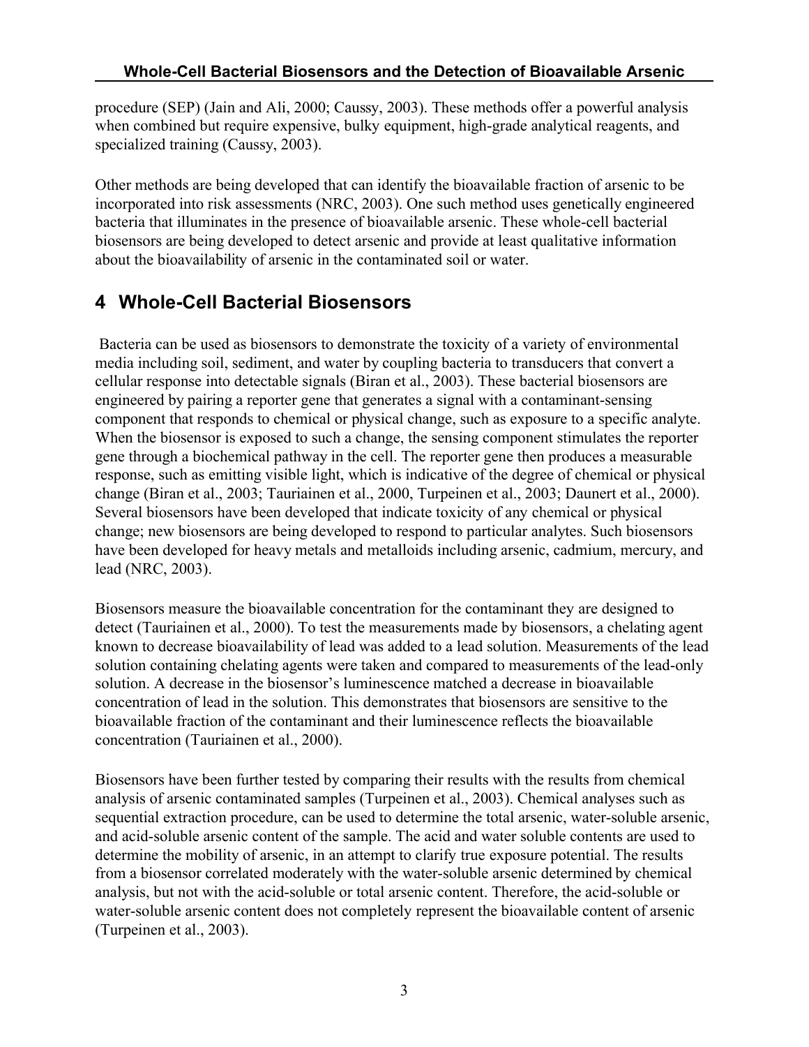procedure (SEP) (Jain and Ali, 2000; Caussy, 2003). These methods offer a powerful analysis when combined but require expensive, bulky equipment, high-grade analytical reagents, and specialized training (Caussy, 2003).

Other methods are being developed that can identify the bioavailable fraction of arsenic to be incorporated into risk assessments (NRC, 2003). One such method uses genetically engineered bacteria that illuminates in the presence of bioavailable arsenic. These whole-cell bacterial biosensors are being developed to detect arsenic and provide at least qualitative information about the bioavailability of arsenic in the contaminated soil or water.

# 4 Whole-Cell Bacterial Biosensors

Bacteria can be used as biosensors to demonstrate the toxicity of a variety of environmental media including soil, sediment, and water by coupling bacteria to transducers that convert a cellular response into detectable signals (Biran et al., 2003). These bacterial biosensors are engineered by pairing a reporter gene that generates a signal with a contaminant-sensing component that responds to chemical or physical change, such as exposure to a specific analyte. When the biosensor is exposed to such a change, the sensing component stimulates the reporter gene through a biochemical pathway in the cell. The reporter gene then produces a measurable response, such as emitting visible light, which is indicative of the degree of chemical or physical change (Biran et al., 2003; Tauriainen et al., 2000, Turpeinen et al., 2003; Daunert et al., 2000). Several biosensors have been developed that indicate toxicity of any chemical or physical change; new biosensors are being developed to respond to particular analytes. Such biosensors have been developed for heavy metals and metalloids including arsenic, cadmium, mercury, and lead (NRC, 2003).

Biosensors measure the bioavailable concentration for the contaminant they are designed to detect (Tauriainen et al., 2000). To test the measurements made by biosensors, a chelating agent known to decrease bioavailability of lead was added to a lead solution. Measurements of the lead solution containing chelating agents were taken and compared to measurements of the lead-only solution. A decrease in the biosensor's luminescence matched a decrease in bioavailable concentration of lead in the solution. This demonstrates that biosensors are sensitive to the bioavailable fraction of the contaminant and their luminescence reflects the bioavailable concentration (Tauriainen et al., 2000).

Biosensors have been further tested by comparing their results with the results from chemical analysis of arsenic contaminated samples (Turpeinen et al., 2003). Chemical analyses such as sequential extraction procedure, can be used to determine the total arsenic, water-soluble arsenic, and acid-soluble arsenic content of the sample. The acid and water soluble contents are used to determine the mobility of arsenic, in an attempt to clarify true exposure potential. The results from a biosensor correlated moderately with the water-soluble arsenic determined by chemical analysis, but not with the acid-soluble or total arsenic content. Therefore, the acid-soluble or water-soluble arsenic content does not completely represent the bioavailable content of arsenic (Turpeinen et al., 2003).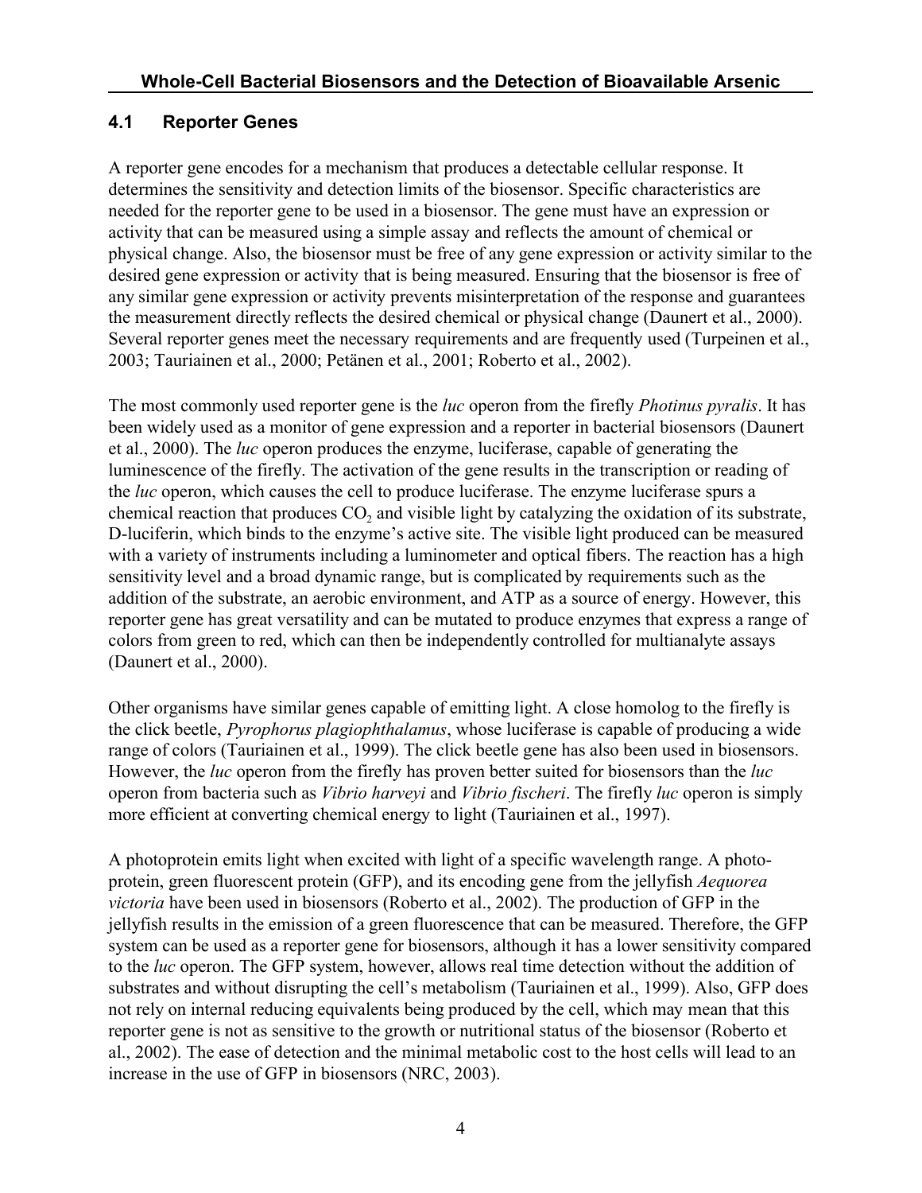## 4.1 Reporter Genes

A reporter gene encodes for a mechanism that produces a detectable cellular response. It determines the sensitivity and detection limits of the biosensor. Specific characteristics are needed for the reporter gene to be used in a biosensor. The gene must have an expression or activity that can be measured using a simple assay and reflects the amount of chemical or physical change. Also, the biosensor must be free of any gene expression or activity similar to the desired gene expression or activity that is being measured. Ensuring that the biosensor is free of any similar gene expression or activity prevents misinterpretation of the response and guarantees the measurement directly reflects the desired chemical or physical change (Daunert et al., 2000). Several reporter genes meet the necessary requirements and are frequently used (Turpeinen et al., 2003; Tauriainen et al., 2000; Petänen et al., 2001; Roberto et al., 2002).

The most commonly used reporter gene is the *luc* operon from the firefly *Photinus pyralis*. It has been widely used as a monitor of gene expression and a reporter in bacterial biosensors (Daunert et al., 2000). The *luc* operon produces the enzyme, luciferase, capable of generating the luminescence of the firefly. The activation of the gene results in the transcription or reading of the *luc* operon, which causes the cell to produce luciferase. The enzyme luciferase spurs a chemical reaction that produces $CO_2$ and visible light by catalyzing the oxidation of its substrate, D-luciferin, which binds to the enzyme's active site. The visible light produced can be measured with a variety of instruments including a luminometer and optical fibers. The reaction has a high sensitivity level and a broad dynamic range, but is complicated by requirements such as the addition of the substrate, an aerobic environment, and ATP as a source of energy. However, this reporter gene has great versatility and can be mutated to produce enzymes that express a range of colors from green to red, which can then be independently controlled for multianalyte assays (Daunert et al., 2000).

Other organisms have similar genes capable of emitting light. A close homolog to the firefly is the click beetle, *Pyrophorus plagiophthalamus*, whose luciferase is capable of producing a wide range of colors (Tauriainen et al., 1999). The click beetle gene has also been used in biosensors. However, the *luc* operon from the firefly has proven better suited for biosensors than the *luc* operon from bacteria such as *Vibrio harveyi* and *Vibrio fischeri*. The firefly *luc* operon is simply more efficient at converting chemical energy to light (Tauriainen et al., 1997).

A photoprotein emits light when excited with light of a specific wavelength range. A photo-protein, green fluorescent protein (GFP), and its encoding gene from the jellyfish *Aequorea victoria* have been used in biosensors (Roberto et al., 2002). The production of GFP in the jellyfish results in the emission of a green fluorescence that can be measured. Therefore, the GFP system can be used as a reporter gene for biosensors, although it has a lower sensitivity compared to the *luc* operon. The GFP system, however, allows real time detection without the addition of substrates and without disrupting the cell's metabolism (Tauriainen et al., 1999). Also, GFP does not rely on internal reducing equivalents being produced by the cell, which may mean that this reporter gene is not as sensitive to the growth or nutritional status of the biosensor (Roberto et al., 2002). The ease of detection and the minimal metabolic cost to the host cells will lead to an increase in the use of GFP in biosensors (NRC, 2003).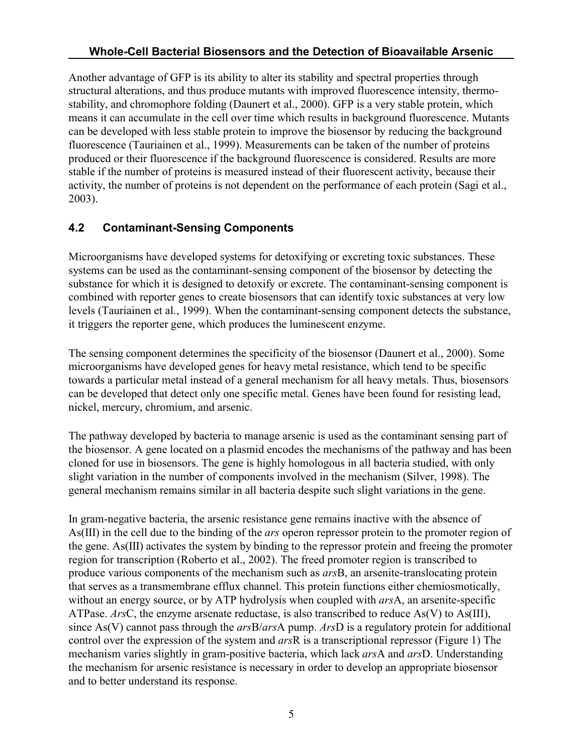Another advantage of GFP is its ability to alter its stability and spectral properties through structural alterations, and thus produce mutants with improved fluorescence intensity, thermo-stability, and chromophore folding (Daunert et al., 2000). GFP is a very stable protein, which means it can accumulate in the cell over time which results in background fluorescence. Mutants can be developed with less stable protein to improve the biosensor by reducing the background fluorescence (Tauriainen et al., 1999). Measurements can be taken of the number of proteins produced or their fluorescence if the background fluorescence is considered. Results are more stable if the number of proteins is measured instead of their fluorescent activity, because their activity, the number of proteins is not dependent on the performance of each protein (Sagi et al., 2003).

## 4.2 Contaminant-Sensing Components

Microorganisms have developed systems for detoxifying or excreting toxic substances. These systems can be used as the contaminant-sensing component of the biosensor by detecting the substance for which it is designed to detoxify or excrete. The contaminant-sensing component is combined with reporter genes to create biosensors that can identify toxic substances at very low levels (Tauriainen et al., 1999). When the contaminant-sensing component detects the substance, it triggers the reporter gene, which produces the luminescent enzyme.

The sensing component determines the specificity of the biosensor (Daunert et al., 2000). Some microorganisms have developed genes for heavy metal resistance, which tend to be specific towards a particular metal instead of a general mechanism for all heavy metals. Thus, biosensors can be developed that detect only one specific metal. Genes have been found for resisting lead, nickel, mercury, chromium, and arsenic.

The pathway developed by bacteria to manage arsenic is used as the contaminant sensing part of the biosensor. A gene located on a plasmid encodes the mechanisms of the pathway and has been cloned for use in biosensors. The gene is highly homologous in all bacteria studied, with only slight variation in the number of components involved in the mechanism (Silver, 1998). The general mechanism remains similar in all bacteria despite such slight variations in the gene.

In gram-negative bacteria, the arsenic resistance gene remains inactive with the absence of As(III) in the cell due to the binding of the *ars* operon repressor protein to the promoter region of the gene. As(III) activates the system by binding to the repressor protein and freeing the promoter region for transcription (Roberto et al., 2002). The freed promoter region is transcribed to produce various components of the mechanism such as *ars*B, an arsenite-translocating protein that serves as a transmembrane efflux channel. This protein functions either chemiosmotically, without an energy source, or by ATP hydrolysis when coupled with *ars*A, an arsenite-specific ATPase. *Ars*C, the enzyme arsenate reductase, is also transcribed to reduce As(V) to As(III), since As(V) cannot pass through the *ars*B/*ars*A pump. *Ars*D is a regulatory protein for additional control over the expression of the system and *ars*R is a transcriptional repressor (Figure 1) The mechanism varies slightly in gram-positive bacteria, which lack *ars*A and *ars*D. Understanding the mechanism for arsenic resistance is necessary in order to develop an appropriate biosensor and to better understand its response.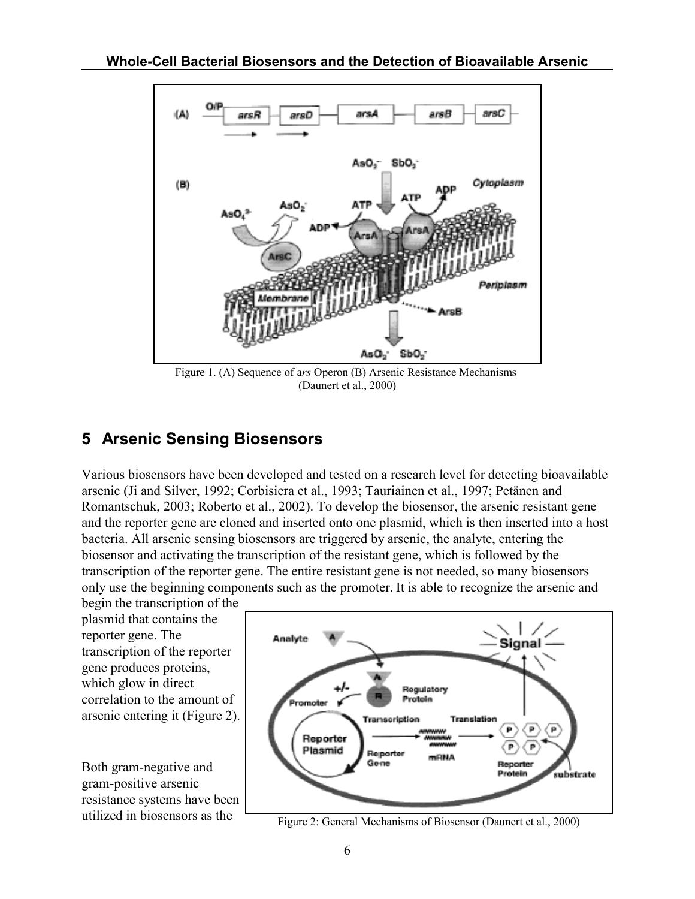Figure 1. (A) Sequence of a*rs* Operon (B) Arsenic Resistance Mechanisms (Daunert et al., 2000)

## 5 Arsenic Sensing Biosensors

Various biosensors have been developed and tested on a research level for detecting bioavailable arsenic (Ji and Silver, 1992; Corbisiera et al., 1993; Tauriainen et al., 1997; Petänen and Romantschuk, 2003; Roberto et al., 2002). To develop the biosensor, the arsenic resistant gene and the reporter gene are cloned and inserted onto one plasmid, which is then inserted into a host bacteria. All arsenic sensing biosensors are triggered by arsenic, the analyte, entering the biosensor and activating the transcription of the resistant gene, which is followed by the transcription of the reporter gene. The entire resistant gene is not needed, so many biosensors only use the beginning components such as the promoter. It is able to recognize the arsenic and begin the transcription of the plasmid that contains the reporter gene. The transcription of the reporter gene produces proteins, which glow in direct correlation to the amount of arsenic entering it (Figure 2).

Figure 2: General Mechanisms of Biosensor (Daunert et al., 2000)

Both gram-negative and gram-positive arsenic resistance systems have been utilized in biosensors as the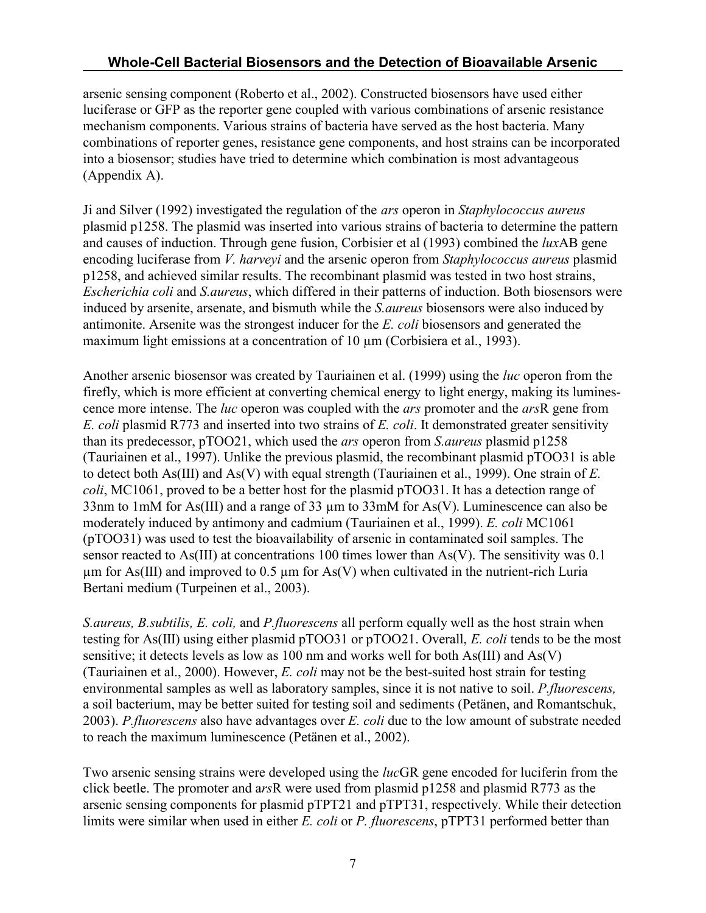arsenic sensing component (Roberto et al., 2002). Constructed biosensors have used either luciferase or GFP as the reporter gene coupled with various combinations of arsenic resistance mechanism components. Various strains of bacteria have served as the host bacteria. Many combinations of reporter genes, resistance gene components, and host strains can be incorporated into a biosensor; studies have tried to determine which combination is most advantageous (Appendix A).

Ji and Silver (1992) investigated the regulation of the *ars* operon in *Staphylococcus aureus* plasmid p1258. The plasmid was inserted into various strains of bacteria to determine the pattern and causes of induction. Through gene fusion, Corbisier et al (1993) combined the *lux*AB gene encoding luciferase from *V. harveyi* and the arsenic operon from *Staphylococcus aureus* plasmid p1258, and achieved similar results. The recombinant plasmid was tested in two host strains, *Escherichia coli* and *S.aureus*, which differed in their patterns of induction. Both biosensors were induced by arsenite, arsenate, and bismuth while the *S.aureus* biosensors were also induced by antimonite. Arsenite was the strongest inducer for the *E. coli* biosensors and generated the maximum light emissions at a concentration of 10 µm (Corbisiera et al., 1993).

Another arsenic biosensor was created by Tauriainen et al. (1999) using the *luc* operon from the firefly, which is more efficient at converting chemical energy to light energy, making its luminescence more intense. The *luc* operon was coupled with the *ars* promoter and the *ars*R gene from *E. coli* plasmid R773 and inserted into two strains of *E. coli*. It demonstrated greater sensitivity than its predecessor, pTOO21, which used the *ars* operon from *S.aureus* plasmid p1258 (Tauriainen et al., 1997). Unlike the previous plasmid, the recombinant plasmid pTOO31 is able to detect both As(III) and As(V) with equal strength (Tauriainen et al., 1999). One strain of *E. coli*, MC1061, proved to be a better host for the plasmid pTOO31. It has a detection range of 33nm to 1mM for As(III) and a range of 33 µm to 33mM for As(V). Luminescence can also be moderately induced by antimony and cadmium (Tauriainen et al., 1999). *E. coli* MC1061 (pTOO31) was used to test the bioavailability of arsenic in contaminated soil samples. The sensor reacted to As(III) at concentrations 100 times lower than As(V). The sensitivity was 0.1 µm for As(III) and improved to 0.5 µm for As(V) when cultivated in the nutrient-rich Luria Bertani medium (Turpeinen et al., 2003).

*S.aureus, B.subtilis, E. coli,* and *P.fluorescens* all perform equally well as the host strain when testing for As(III) using either plasmid pTOO31 or pTOO21. Overall, *E. coli* tends to be the most sensitive; it detects levels as low as 100 nm and works well for both As(III) and As(V) (Tauriainen et al., 2000). However, *E. coli* may not be the best-suited host strain for testing environmental samples as well as laboratory samples, since it is not native to soil. *P.fluorescens,* a soil bacterium, may be better suited for testing soil and sediments (Petänen, and Romantschuk, 2003). *P.fluorescens* also have advantages over *E. coli* due to the low amount of substrate needed to reach the maximum luminescence (Petänen et al., 2002).

Two arsenic sensing strains were developed using the *luc*GR gene encoded for luciferin from the click beetle. The promoter and a*rs*R were used from plasmid p1258 and plasmid R773 as the arsenic sensing components for plasmid pTPT21 and pTPT31, respectively. While their detection limits were similar when used in either *E. coli* or *P. fluorescens*, pTPT31 performed better than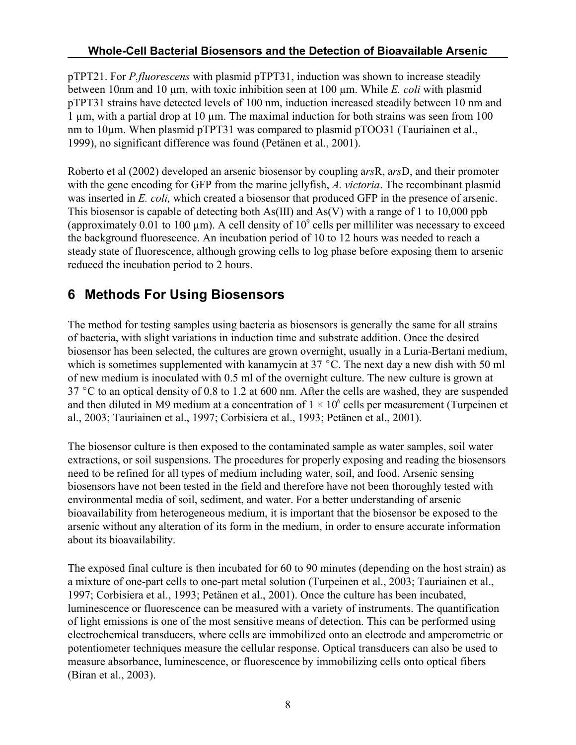pTPT21. For *P.fluorescens* with plasmid pTPT31, induction was shown to increase steadily between 10nm and 10 µm, with toxic inhibition seen at 100 µm. While *E. coli* with plasmid pTPT31 strains have detected levels of 100 nm, induction increased steadily between 10 nm and 1 µm, with a partial drop at 10 µm. The maximal induction for both strains was seen from 100 nm to 10µm. When plasmid pTPT31 was compared to plasmid pTOO31 (Tauriainen et al., 1999), no significant difference was found (Petänen et al., 2001).

Roberto et al (2002) developed an arsenic biosensor by coupling a*rs*R, a*rs*D, and their promoter with the gene encoding for GFP from the marine jellyfish, *A. victoria*. The recombinant plasmid was inserted in *E. coli,* which created a biosensor that produced GFP in the presence of arsenic. This biosensor is capable of detecting both As(III) and As(V) with a range of 1 to 10,000 ppb (approximately 0.01 to 100 µm). A cell density of $10^9$ cells per milliliter was necessary to exceed the background fluorescence. An incubation period of 10 to 12 hours was needed to reach a steady state of fluorescence, although growing cells to log phase before exposing them to arsenic reduced the incubation period to 2 hours.

# 6 Methods For Using Biosensors

The method for testing samples using bacteria as biosensors is generally the same for all strains of bacteria, with slight variations in induction time and substrate addition. Once the desired biosensor has been selected, the cultures are grown overnight, usually in a Luria-Bertani medium, which is sometimes supplemented with kanamycin at 37 °C. The next day a new dish with 50 ml of new medium is inoculated with 0.5 ml of the overnight culture. The new culture is grown at 37 °C to an optical density of 0.8 to 1.2 at 600 nm. After the cells are washed, they are suspended and then diluted in M9 medium at a concentration of $1 \times 10^6$ cells per measurement (Turpeinen et al., 2003; Tauriainen et al., 1997; Corbisiera et al., 1993; Petänen et al., 2001).

The biosensor culture is then exposed to the contaminated sample as water samples, soil water extractions, or soil suspensions. The procedures for properly exposing and reading the biosensors need to be refined for all types of medium including water, soil, and food. Arsenic sensing biosensors have not been tested in the field and therefore have not been thoroughly tested with environmental media of soil, sediment, and water. For a better understanding of arsenic bioavailability from heterogeneous medium, it is important that the biosensor be exposed to the arsenic without any alteration of its form in the medium, in order to ensure accurate information about its bioavailability.

The exposed final culture is then incubated for 60 to 90 minutes (depending on the host strain) as a mixture of one-part cells to one-part metal solution (Turpeinen et al., 2003; Tauriainen et al., 1997; Corbisiera et al., 1993; Petänen et al., 2001). Once the culture has been incubated, luminescence or fluorescence can be measured with a variety of instruments. The quantification of light emissions is one of the most sensitive means of detection. This can be performed using electrochemical transducers, where cells are immobilized onto an electrode and amperometric or potentiometer techniques measure the cellular response. Optical transducers can also be used to measure absorbance, luminescence, or fluorescence by immobilizing cells onto optical fibers (Biran et al., 2003).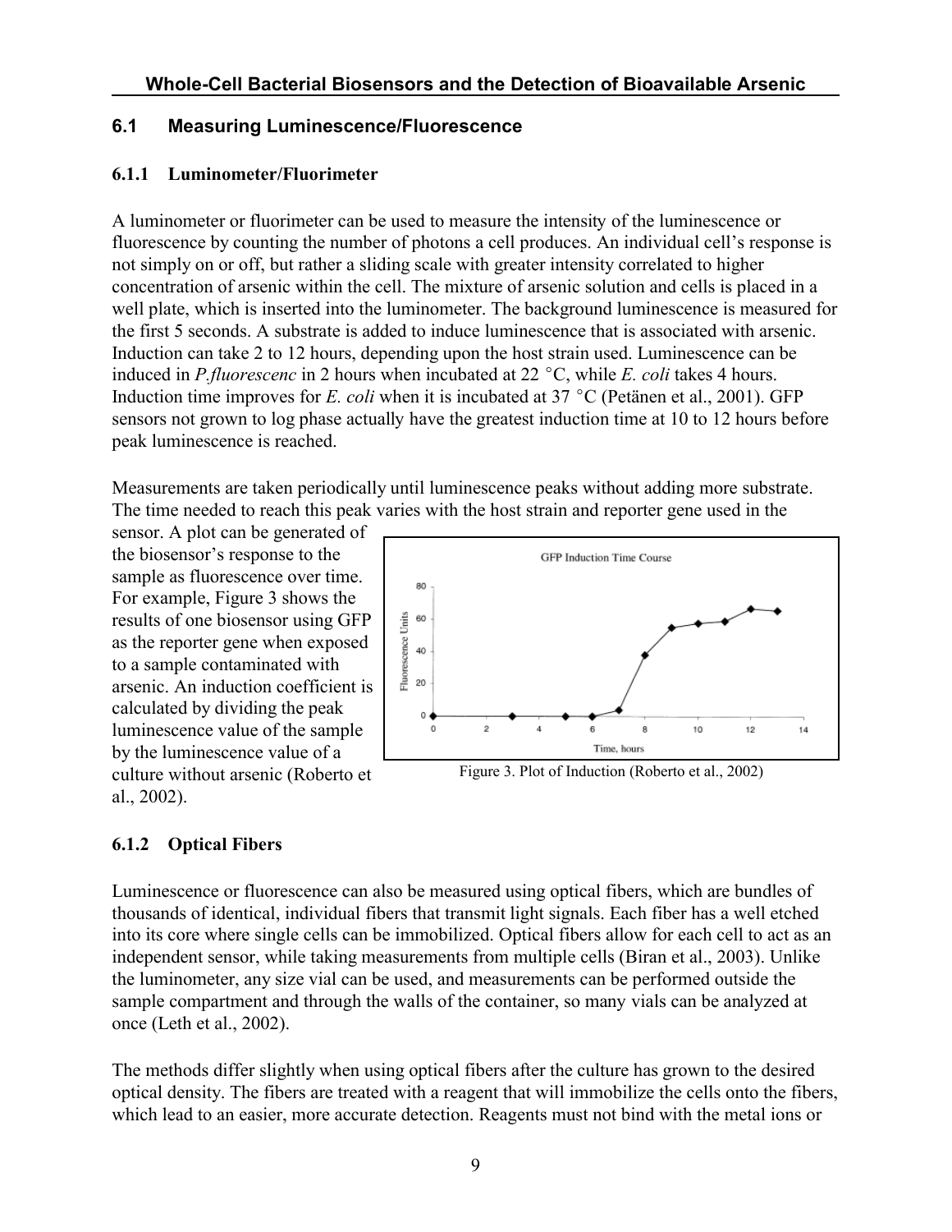## 6.1 Measuring Luminescence/Fluorescence

### 6.1.1 Luminometer/Fluorimeter

A luminometer or fluorimeter can be used to measure the intensity of the luminescence or fluorescence by counting the number of photons a cell produces. An individual cell's response is not simply on or off, but rather a sliding scale with greater intensity correlated to higher concentration of arsenic within the cell. The mixture of arsenic solution and cells is placed in a well plate, which is inserted into the luminometer. The background luminescence is measured for the first 5 seconds. A substrate is added to induce luminescence that is associated with arsenic. Induction can take 2 to 12 hours, depending upon the host strain used. Luminescence can be induced in *P.fluorescenc* in 2 hours when incubated at 22 °C, while *E. coli* takes 4 hours. Induction time improves for *E. coli* when it is incubated at 37 °C (Petänen et al., 2001). GFP sensors not grown to log phase actually have the greatest induction time at 10 to 12 hours before peak luminescence is reached.

Measurements are taken periodically until luminescence peaks without adding more substrate. The time needed to reach this peak varies with the host strain and reporter gene used in the sensor. A plot can be generated of the biosensor's response to the sample as fluorescence over time. For example, Figure 3 shows the results of one biosensor using GFP as the reporter gene when exposed to a sample contaminated with arsenic. An induction coefficient is calculated by dividing the peak luminescence value of the sample by the luminescence value of a culture without arsenic (Roberto et al., 2002).

GFP Induction Time Course

Fluorescence Units

0
20
40
60
80

0
2
4
6
8
10
12
14

Time, hours

Figure 3. Plot of Induction (Roberto et al., 2002)

### 6.1.2 Optical Fibers

Luminescence or fluorescence can also be measured using optical fibers, which are bundles of thousands of identical, individual fibers that transmit light signals. Each fiber has a well etched into its core where single cells can be immobilized. Optical fibers allow for each cell to act as an independent sensor, while taking measurements from multiple cells (Biran et al., 2003). Unlike the luminometer, any size vial can be used, and measurements can be performed outside the sample compartment and through the walls of the container, so many vials can be analyzed at once (Leth et al., 2002).

The methods differ slightly when using optical fibers after the culture has grown to the desired optical density. The fibers are treated with a reagent that will immobilize the cells onto the fibers, which lead to an easier, more accurate detection. Reagents must not bind with the metal ions or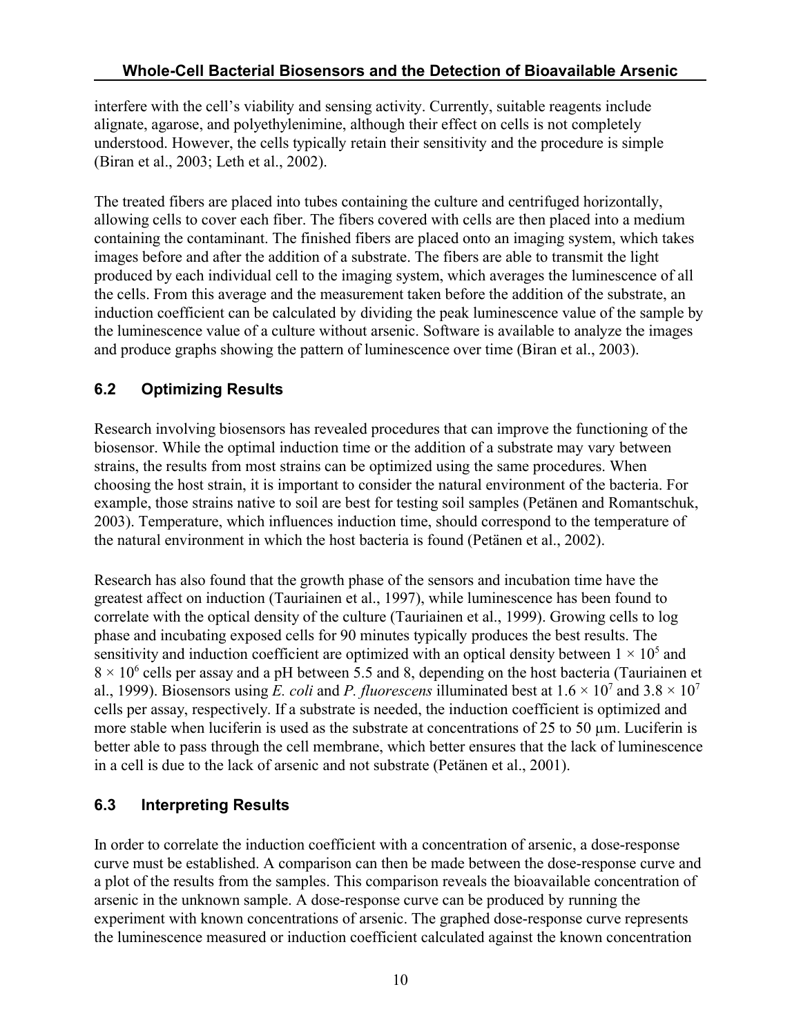interfere with the cell's viability and sensing activity. Currently, suitable reagents include alignate, agarose, and polyethylenimine, although their effect on cells is not completely understood. However, the cells typically retain their sensitivity and the procedure is simple (Biran et al., 2003; Leth et al., 2002).

The treated fibers are placed into tubes containing the culture and centrifuged horizontally, allowing cells to cover each fiber. The fibers covered with cells are then placed into a medium containing the contaminant. The finished fibers are placed onto an imaging system, which takes images before and after the addition of a substrate. The fibers are able to transmit the light produced by each individual cell to the imaging system, which averages the luminescence of all the cells. From this average and the measurement taken before the addition of the substrate, an induction coefficient can be calculated by dividing the peak luminescence value of the sample by the luminescence value of a culture without arsenic. Software is available to analyze the images and produce graphs showing the pattern of luminescence over time (Biran et al., 2003).

## 6.2 Optimizing Results

Research involving biosensors has revealed procedures that can improve the functioning of the biosensor. While the optimal induction time or the addition of a substrate may vary between strains, the results from most strains can be optimized using the same procedures. When choosing the host strain, it is important to consider the natural environment of the bacteria. For example, those strains native to soil are best for testing soil samples (Petänen and Romantschuk, 2003). Temperature, which influences induction time, should correspond to the temperature of the natural environment in which the host bacteria is found (Petänen et al., 2002).

Research has also found that the growth phase of the sensors and incubation time have the greatest affect on induction (Tauriainen et al., 1997), while luminescence has been found to correlate with the optical density of the culture (Tauriainen et al., 1999). Growing cells to log phase and incubating exposed cells for 90 minutes typically produces the best results. The sensitivity and induction coefficient are optimized with an optical density between $1 \times 10^5$ and $8 \times 10^6$ cells per assay and a pH between 5.5 and 8, depending on the host bacteria (Tauriainen et al., 1999). Biosensors using *E. coli* and *P. fluorescens* illuminated best at $1.6 \times 10^7$ and $3.8 \times 10^7$ cells per assay, respectively. If a substrate is needed, the induction coefficient is optimized and more stable when luciferin is used as the substrate at concentrations of 25 to 50 µm. Luciferin is better able to pass through the cell membrane, which better ensures that the lack of luminescence in a cell is due to the lack of arsenic and not substrate (Petänen et al., 2001).

## 6.3 Interpreting Results

In order to correlate the induction coefficient with a concentration of arsenic, a dose-response curve must be established. A comparison can then be made between the dose-response curve and a plot of the results from the samples. This comparison reveals the bioavailable concentration of arsenic in the unknown sample. A dose-response curve can be produced by running the experiment with known concentrations of arsenic. The graphed dose-response curve represents the luminescence measured or induction coefficient calculated against the known concentration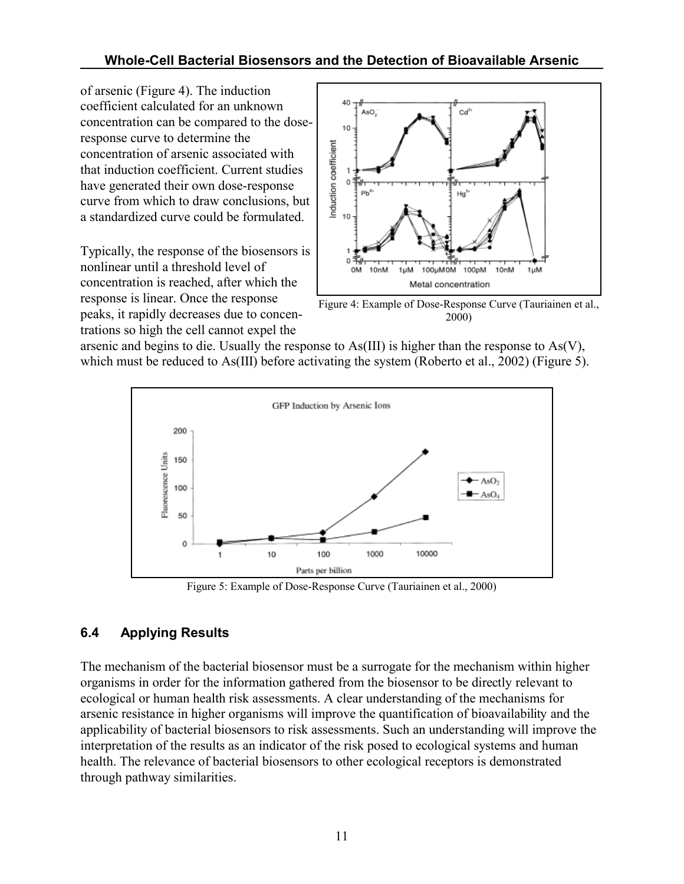of arsenic (Figure 4). The induction coefficient calculated for an unknown concentration can be compared to the dose-response curve to determine the concentration of arsenic associated with that induction coefficient. Current studies have generated their own dose-response curve from which to draw conclusions, but a standardized curve could be formulated.

Typically, the response of the biosensors is nonlinear until a threshold level of concentration is reached, after which the response is linear. Once the response peaks, it rapidly decreases due to concentrations so high the cell cannot expel the arsenic and begins to die. Usually the response to As(III) is higher than the response to As(V), which must be reduced to As(III) before activating the system (Roberto et al., 2002) (Figure 5).

Figure 4: Example of Dose-Response Curve (Tauriainen et al., 2000)

Figure 5: Example of Dose-Response Curve (Tauriainen et al., 2000)

### 6.4 Applying Results

The mechanism of the bacterial biosensor must be a surrogate for the mechanism within higher organisms in order for the information gathered from the biosensor to be directly relevant to ecological or human health risk assessments. A clear understanding of the mechanisms for arsenic resistance in higher organisms will improve the quantification of bioavailability and the applicability of bacterial biosensors to risk assessments. Such an understanding will improve the interpretation of the results as an indicator of the risk posed to ecological systems and human health. The relevance of bacterial biosensors to other ecological receptors is demonstrated through pathway similarities.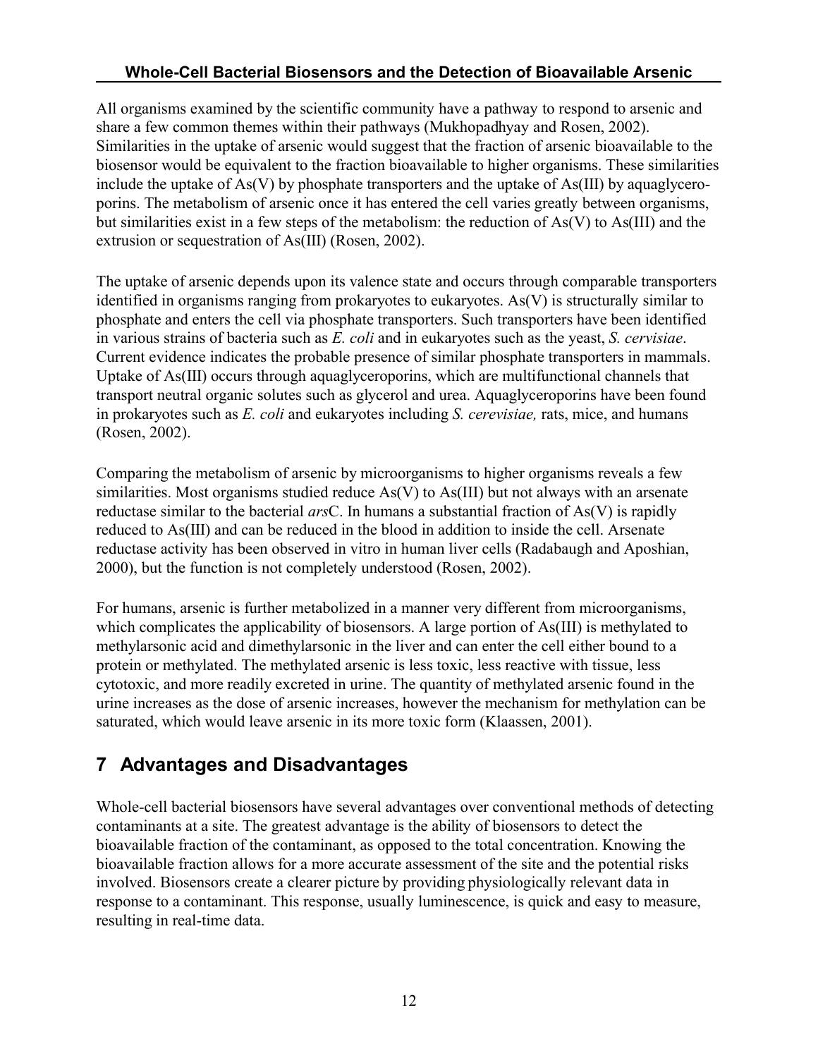All organisms examined by the scientific community have a pathway to respond to arsenic and share a few common themes within their pathways (Mukhopadhyay and Rosen, 2002). Similarities in the uptake of arsenic would suggest that the fraction of arsenic bioavailable to the biosensor would be equivalent to the fraction bioavailable to higher organisms. These similarities include the uptake of As(V) by phosphate transporters and the uptake of As(III) by aquaglyceroporins. The metabolism of arsenic once it has entered the cell varies greatly between organisms, but similarities exist in a few steps of the metabolism: the reduction of As(V) to As(III) and the extrusion or sequestration of As(III) (Rosen, 2002).

The uptake of arsenic depends upon its valence state and occurs through comparable transporters identified in organisms ranging from prokaryotes to eukaryotes. As(V) is structurally similar to phosphate and enters the cell via phosphate transporters. Such transporters have been identified in various strains of bacteria such as *E. coli* and in eukaryotes such as the yeast, *S. cervisiae*. Current evidence indicates the probable presence of similar phosphate transporters in mammals. Uptake of As(III) occurs through aquaglyceroporins, which are multifunctional channels that transport neutral organic solutes such as glycerol and urea. Aquaglyceroporins have been found in prokaryotes such as *E. coli* and eukaryotes including *S. cerevisiae,* rats, mice, and humans (Rosen, 2002).

Comparing the metabolism of arsenic by microorganisms to higher organisms reveals a few similarities. Most organisms studied reduce As(V) to As(III) but not always with an arsenate reductase similar to the bacterial *ars*C. In humans a substantial fraction of As(V) is rapidly reduced to As(III) and can be reduced in the blood in addition to inside the cell. Arsenate reductase activity has been observed in vitro in human liver cells (Radabaugh and Aposhian, 2000), but the function is not completely understood (Rosen, 2002).

For humans, arsenic is further metabolized in a manner very different from microorganisms, which complicates the applicability of biosensors. A large portion of As(III) is methylated to methylarsonic acid and dimethylarsonic in the liver and can enter the cell either bound to a protein or methylated. The methylated arsenic is less toxic, less reactive with tissue, less cytotoxic, and more readily excreted in urine. The quantity of methylated arsenic found in the urine increases as the dose of arsenic increases, however the mechanism for methylation can be saturated, which would leave arsenic in its more toxic form (Klaassen, 2001).

# 7 Advantages and Disadvantages

Whole-cell bacterial biosensors have several advantages over conventional methods of detecting contaminants at a site. The greatest advantage is the ability of biosensors to detect the bioavailable fraction of the contaminant, as opposed to the total concentration. Knowing the bioavailable fraction allows for a more accurate assessment of the site and the potential risks involved. Biosensors create a clearer picture by providing physiologically relevant data in response to a contaminant. This response, usually luminescence, is quick and easy to measure, resulting in real-time data.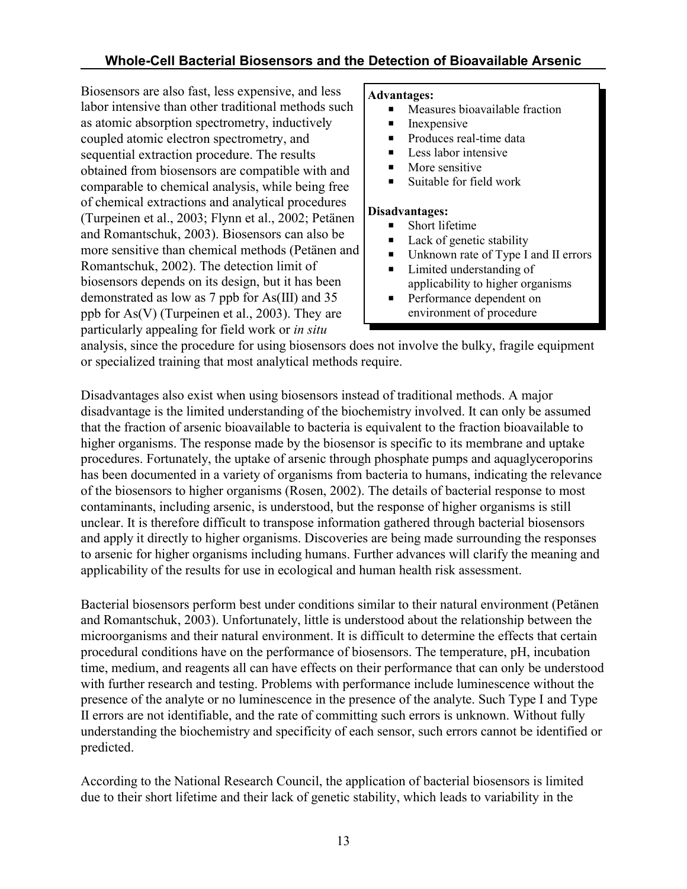Biosensors are also fast, less expensive, and less labor intensive than other traditional methods such as atomic absorption spectrometry, inductively coupled atomic electron spectrometry, and sequential extraction procedure. The results obtained from biosensors are compatible with and comparable to chemical analysis, while being free of chemical extractions and analytical procedures (Turpeinen et al., 2003; Flynn et al., 2002; Petänen and Romantschuk, 2003). Biosensors can also be more sensitive than chemical methods (Petänen and Romantschuk, 2002). The detection limit of biosensors depends on its design, but it has been demonstrated as low as 7 ppb for As(III) and 35 ppb for As(V) (Turpeinen et al., 2003). They are particularly appealing for field work or *in situ* analysis, since the procedure for using biosensors does not involve the bulky, fragile equipment or specialized training that most analytical methods require.

**Advantages:**

- Measures bioavailable fraction
- Inexpensive
- Produces real-time data
- Less labor intensive
- More sensitive
- Suitable for field work

**Disadvantages:**

- Short lifetime
- Lack of genetic stability
- Unknown rate of Type I and II errors
- Limited understanding of applicability to higher organisms
- Performance dependent on environment of procedure

Disadvantages also exist when using biosensors instead of traditional methods. A major disadvantage is the limited understanding of the biochemistry involved. It can only be assumed that the fraction of arsenic bioavailable to bacteria is equivalent to the fraction bioavailable to higher organisms. The response made by the biosensor is specific to its membrane and uptake procedures. Fortunately, the uptake of arsenic through phosphate pumps and aquaglyceroporins has been documented in a variety of organisms from bacteria to humans, indicating the relevance of the biosensors to higher organisms (Rosen, 2002). The details of bacterial response to most contaminants, including arsenic, is understood, but the response of higher organisms is still unclear. It is therefore difficult to transpose information gathered through bacterial biosensors and apply it directly to higher organisms. Discoveries are being made surrounding the responses to arsenic for higher organisms including humans. Further advances will clarify the meaning and applicability of the results for use in ecological and human health risk assessment.

Bacterial biosensors perform best under conditions similar to their natural environment (Petänen and Romantschuk, 2003). Unfortunately, little is understood about the relationship between the microorganisms and their natural environment. It is difficult to determine the effects that certain procedural conditions have on the performance of biosensors. The temperature, pH, incubation time, medium, and reagents all can have effects on their performance that can only be understood with further research and testing. Problems with performance include luminescence without the presence of the analyte or no luminescence in the presence of the analyte. Such Type I and Type II errors are not identifiable, and the rate of committing such errors is unknown. Without fully understanding the biochemistry and specificity of each sensor, such errors cannot be identified or predicted.

According to the National Research Council, the application of bacterial biosensors is limited due to their short lifetime and their lack of genetic stability, which leads to variability in the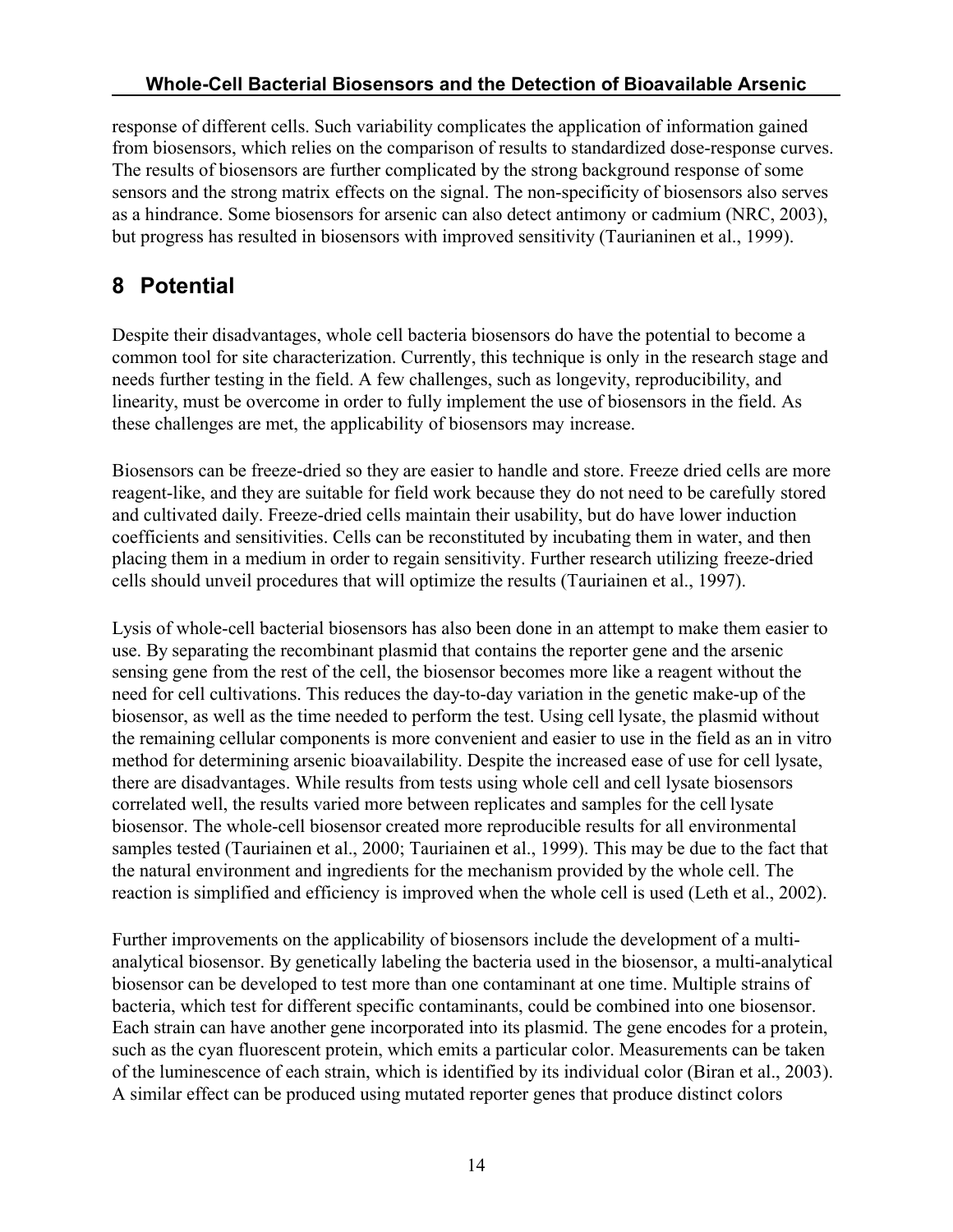response of different cells. Such variability complicates the application of information gained from biosensors, which relies on the comparison of results to standardized dose-response curves. The results of biosensors are further complicated by the strong background response of some sensors and the strong matrix effects on the signal. The non-specificity of biosensors also serves as a hindrance. Some biosensors for arsenic can also detect antimony or cadmium (NRC, 2003), but progress has resulted in biosensors with improved sensitivity (Taurianinen et al., 1999).

# 8 Potential

Despite their disadvantages, whole cell bacteria biosensors do have the potential to become a common tool for site characterization. Currently, this technique is only in the research stage and needs further testing in the field. A few challenges, such as longevity, reproducibility, and linearity, must be overcome in order to fully implement the use of biosensors in the field. As these challenges are met, the applicability of biosensors may increase.

Biosensors can be freeze-dried so they are easier to handle and store. Freeze dried cells are more reagent-like, and they are suitable for field work because they do not need to be carefully stored and cultivated daily. Freeze-dried cells maintain their usability, but do have lower induction coefficients and sensitivities. Cells can be reconstituted by incubating them in water, and then placing them in a medium in order to regain sensitivity. Further research utilizing freeze-dried cells should unveil procedures that will optimize the results (Tauriainen et al., 1997).

Lysis of whole-cell bacterial biosensors has also been done in an attempt to make them easier to use. By separating the recombinant plasmid that contains the reporter gene and the arsenic sensing gene from the rest of the cell, the biosensor becomes more like a reagent without the need for cell cultivations. This reduces the day-to-day variation in the genetic make-up of the biosensor, as well as the time needed to perform the test. Using cell lysate, the plasmid without the remaining cellular components is more convenient and easier to use in the field as an in vitro method for determining arsenic bioavailability. Despite the increased ease of use for cell lysate, there are disadvantages. While results from tests using whole cell and cell lysate biosensors correlated well, the results varied more between replicates and samples for the cell lysate biosensor. The whole-cell biosensor created more reproducible results for all environmental samples tested (Tauriainen et al., 2000; Tauriainen et al., 1999). This may be due to the fact that the natural environment and ingredients for the mechanism provided by the whole cell. The reaction is simplified and efficiency is improved when the whole cell is used (Leth et al., 2002).

Further improvements on the applicability of biosensors include the development of a multi-analytical biosensor. By genetically labeling the bacteria used in the biosensor, a multi-analytical biosensor can be developed to test more than one contaminant at one time. Multiple strains of bacteria, which test for different specific contaminants, could be combined into one biosensor. Each strain can have another gene incorporated into its plasmid. The gene encodes for a protein, such as the cyan fluorescent protein, which emits a particular color. Measurements can be taken of the luminescence of each strain, which is identified by its individual color (Biran et al., 2003). A similar effect can be produced using mutated reporter genes that produce distinct colors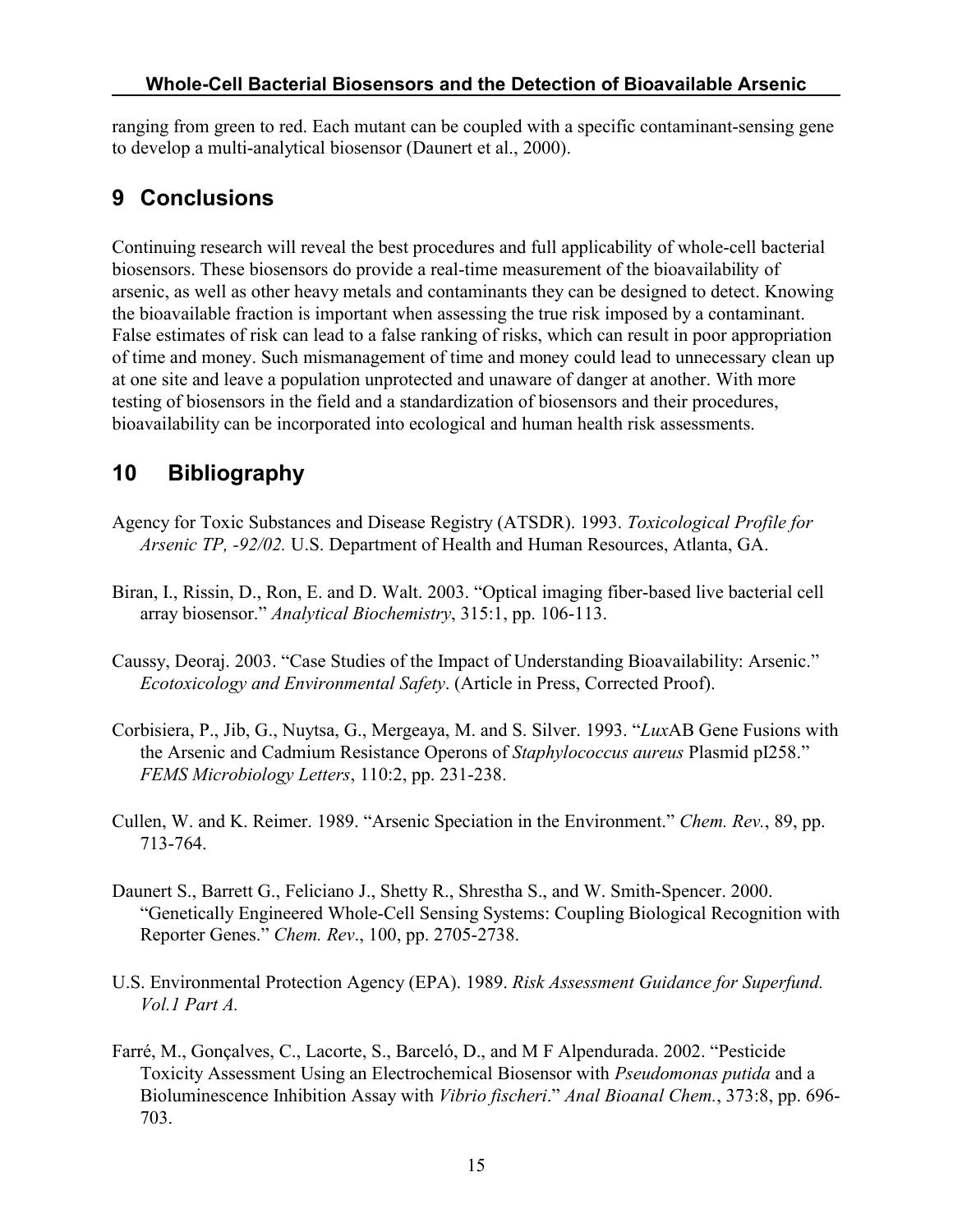ranging from green to red. Each mutant can be coupled with a specific contaminant-sensing gene to develop a multi-analytical biosensor (Daunert et al., 2000).

## 9 Conclusions

Continuing research will reveal the best procedures and full applicability of whole-cell bacterial biosensors. These biosensors do provide a real-time measurement of the bioavailability of arsenic, as well as other heavy metals and contaminants they can be designed to detect. Knowing the bioavailable fraction is important when assessing the true risk imposed by a contaminant. False estimates of risk can lead to a false ranking of risks, which can result in poor appropriation of time and money. Such mismanagement of time and money could lead to unnecessary clean up at one site and leave a population unprotected and unaware of danger at another. With more testing of biosensors in the field and a standardization of biosensors and their procedures, bioavailability can be incorporated into ecological and human health risk assessments.

## 10 Bibliography

Agency for Toxic Substances and Disease Registry (ATSDR). 1993. *Toxicological Profile for Arsenic TP, -92/02.* U.S. Department of Health and Human Resources, Atlanta, GA.

Biran, I., Rissin, D., Ron, E. and D. Walt. 2003. "Optical imaging fiber-based live bacterial cell array biosensor." *Analytical Biochemistry*, 315:1, pp. 106-113.

Caussy, Deoraj. 2003. "Case Studies of the Impact of Understanding Bioavailability: Arsenic." *Ecotoxicology and Environmental Safety*. (Article in Press, Corrected Proof).

Corbisiera, P., Jib, G., Nuytsa, G., Mergeaya, M. and S. Silver. 1993. "*Lux*AB Gene Fusions with the Arsenic and Cadmium Resistance Operons of *Staphylococcus aureus* Plasmid pI258." *FEMS Microbiology Letters*, 110:2, pp. 231-238.

Cullen, W. and K. Reimer. 1989. "Arsenic Speciation in the Environment." *Chem. Rev.*, 89, pp. 713-764.

Daunert S., Barrett G., Feliciano J., Shetty R., Shrestha S., and W. Smith-Spencer. 2000. "Genetically Engineered Whole-Cell Sensing Systems: Coupling Biological Recognition with Reporter Genes." *Chem. Rev*., 100, pp. 2705-2738.

U.S. Environmental Protection Agency (EPA). 1989. *Risk Assessment Guidance for Superfund. Vol.1 Part A.*

Farré, M., Gonçalves, C., Lacorte, S., Barceló, D., and M F Alpendurada. 2002. "Pesticide Toxicity Assessment Using an Electrochemical Biosensor with *Pseudomonas putida* and a Bioluminescence Inhibition Assay with *Vibrio fischeri*." *Anal Bioanal Chem.*, 373:8, pp. 696-703.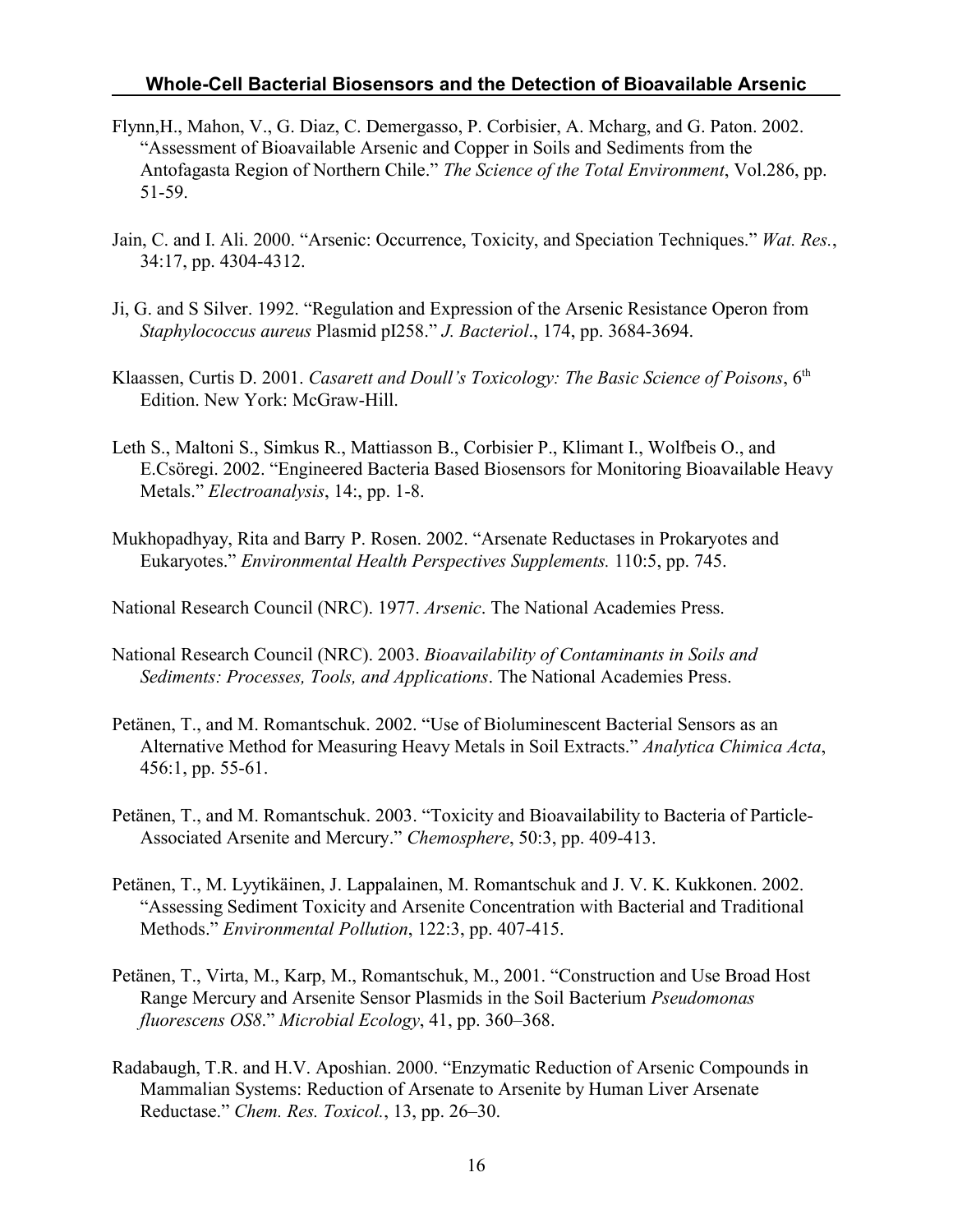Flynn,H., Mahon, V., G. Diaz, C. Demergasso, P. Corbisier, A. Mcharg, and G. Paton. 2002. "Assessment of Bioavailable Arsenic and Copper in Soils and Sediments from the Antofagasta Region of Northern Chile." *The Science of the Total Environment*, Vol.286, pp. 51-59.

Jain, C. and I. Ali. 2000. "Arsenic: Occurrence, Toxicity, and Speciation Techniques." *Wat. Res.*, 34:17, pp. 4304-4312.

Ji, G. and S Silver. 1992. "Regulation and Expression of the Arsenic Resistance Operon from *Staphylococcus aureus* Plasmid pI258." *J. Bacteriol*., 174, pp. 3684-3694.

Klaassen, Curtis D. 2001. *Casarett and Doull's Toxicology: The Basic Science of Poisons*, 6th Edition. New York: McGraw-Hill.

Leth S., Maltoni S., Simkus R., Mattiasson B., Corbisier P., Klimant I., Wolfbeis O., and E.Csöregi. 2002. "Engineered Bacteria Based Biosensors for Monitoring Bioavailable Heavy Metals." *Electroanalysis*, 14:, pp. 1-8.

Mukhopadhyay, Rita and Barry P. Rosen. 2002. "Arsenate Reductases in Prokaryotes and Eukaryotes." *Environmental Health Perspectives Supplements.* 110:5, pp. 745.

National Research Council (NRC). 1977. *Arsenic*. The National Academies Press.

National Research Council (NRC). 2003. *Bioavailability of Contaminants in Soils and Sediments: Processes, Tools, and Applications*. The National Academies Press.

Petänen, T., and M. Romantschuk. 2002. "Use of Bioluminescent Bacterial Sensors as an Alternative Method for Measuring Heavy Metals in Soil Extracts." *Analytica Chimica Acta*, 456:1, pp. 55-61.

Petänen, T., and M. Romantschuk. 2003. "Toxicity and Bioavailability to Bacteria of Particle-Associated Arsenite and Mercury." *Chemosphere*, 50:3, pp. 409-413.

Petänen, T., M. Lyytikäinen, J. Lappalainen, M. Romantschuk and J. V. K. Kukkonen. 2002. "Assessing Sediment Toxicity and Arsenite Concentration with Bacterial and Traditional Methods." *Environmental Pollution*, 122:3, pp. 407-415.

Petänen, T., Virta, M., Karp, M., Romantschuk, M., 2001. "Construction and Use Broad Host Range Mercury and Arsenite Sensor Plasmids in the Soil Bacterium *Pseudomonas fluorescens OS8*." *Microbial Ecology*, 41, pp. 360–368.

Radabaugh, T.R. and H.V. Aposhian. 2000. "Enzymatic Reduction of Arsenic Compounds in Mammalian Systems: Reduction of Arsenate to Arsenite by Human Liver Arsenate Reductase." *Chem. Res. Toxicol.*, 13, pp. 26–30.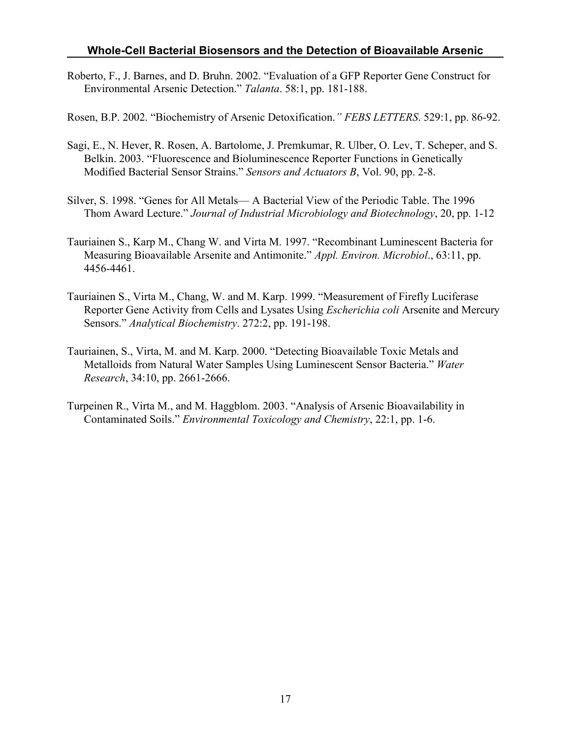Roberto, F., J. Barnes, and D. Bruhn. 2002. "Evaluation of a GFP Reporter Gene Construct for Environmental Arsenic Detection." *Talanta*. 58:1, pp. 181-188.

Rosen, B.P. 2002. "Biochemistry of Arsenic Detoxification.*" FEBS LETTERS.* 529:1, pp. 86-92.

Sagi, E., N. Hever, R. Rosen, A. Bartolome, J. Premkumar, R. Ulber, O. Lev, T. Scheper, and S. Belkin. 2003. "Fluorescence and Bioluminescence Reporter Functions in Genetically Modified Bacterial Sensor Strains." *Sensors and Actuators B*, Vol. 90, pp. 2-8.

Silver, S. 1998. "Genes for All Metals— A Bacterial View of the Periodic Table. The 1996 Thom Award Lecture." *Journal of Industrial Microbiology and Biotechnology*, 20, pp. 1-12

Tauriainen S., Karp M., Chang W. and Virta M. 1997. "Recombinant Luminescent Bacteria for Measuring Bioavailable Arsenite and Antimonite." *Appl. Environ. Microbiol*., 63:11, pp. 4456-4461.

Tauriainen S., Virta M., Chang, W. and M. Karp. 1999. "Measurement of Firefly Luciferase Reporter Gene Activity from Cells and Lysates Using *Escherichia coli* Arsenite and Mercury Sensors." *Analytical Biochemistry*. 272:2, pp. 191-198.

Tauriainen, S., Virta, M. and M. Karp. 2000. "Detecting Bioavailable Toxic Metals and Metalloids from Natural Water Samples Using Luminescent Sensor Bacteria." *Water Research*, 34:10, pp. 2661-2666.

Turpeinen R., Virta M., and M. Haggblom. 2003. "Analysis of Arsenic Bioavailability in Contaminated Soils." *Environmental Toxicology and Chemistry*, 22:1, pp. 1-6.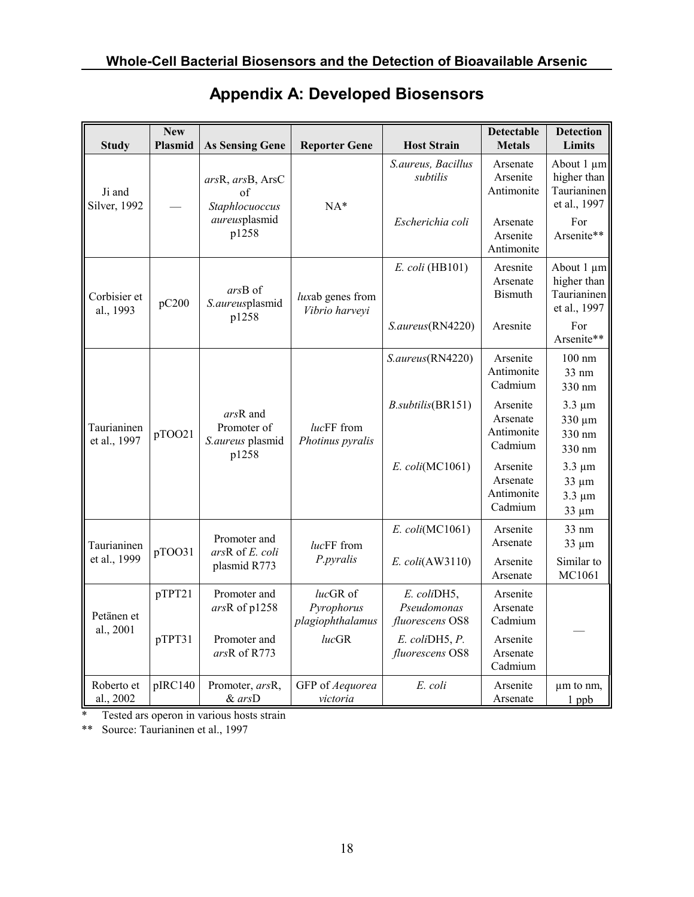# Appendix A: Developed Biosensors

| Study | New Plasmid | As Sensing Gene | Reporter Gene | Host Strain | Detectable Metals | Detection Limits |
|---|---|---|---|---|---|---|
| Ji and Silver, 1992 | — | *ars*R, *ars*B, ArsC of *Staphlocuoccus aureus*plasmid p1258 | NA* | *S.aureus, Bacillus subtilis* | Arsenate<br>Arsenite<br>Antimonite | About 1 µm higher than Taurianinen et al., 1997 |
| | | | | *Escherichia coli* | Arsenate<br>Arsenite<br>Antimonite | For Arsenite** |
| Corbisier et al., 1993 | pC200 | *ars*B of *S.aureus*plasmid p1258 | *lux*ab genes from *Vibrio harveyi* | *E. coli* (HB101) | Aresnite<br>Arsenate<br>Bismuth | About 1 µm higher than Taurianinen et al., 1997 |
| | | | | *S.aureus*(RN4220) | Aresnite | For Arsenite** |
| Taurianinen et al., 1997 | pTOO21 | *ars*R and Promoter of *S.aureus* plasmid p1258 | *luc*FF from *Photinus pyralis* | *S.aureus*(RN4220) | Arsenite<br>Antimonite<br>Cadmium | 100 nm<br>33 nm<br>330 nm |
| | | | | *B.subtilis*(BR151) | Arsenite<br>Arsenate<br>Antimonite<br>Cadmium | 3.3 µm<br>330 µm<br>330 nm<br>330 nm |
| | | | | *E. coli*(MC1061) | Arsenite<br>Arsenate<br>Antimonite<br>Cadmium | 3.3 µm<br>33 µm<br>3.3 µm<br>33 µm |
| Taurianinen et al., 1999 | pTOO31 | Promoter and *ars*R of *E. coli* plasmid R773 | *luc*FF from *P.pyralis* | *E. coli*(MC1061) | Arsenite<br>Arsenate | 33 nm<br>33 µm |
| | | | | *E. coli*(AW3110) | Arsenite<br>Arsenate | Similar to MC1061 |
| Petänen et al., 2001 | pTPT21 | Promoter and *ars*R of p1258 | *luc*GR of *Pyrophorus plagiophthalamus* | *E. coli*DH5, *Pseudomonas fluorescens* OS8 | Arsenite<br>Arsenate<br>Cadmium | — |
| | pTPT31 | Promoter and *ars*R of R773 | *luc*GR | *E. coli*DH5, *P. fluorescens* OS8 | Arsenite<br>Arsenate<br>Cadmium | |
| Roberto et al., 2002 | pIRC140 | Promoter, *ars*R, & *ars*D | GFP of *Aequorea victoria* | *E. coli* | Arsenite<br>Arsenate | µm to nm, 1 ppb |

\* Tested ars operon in various hosts strain

** Source: Taurianinen et al., 1997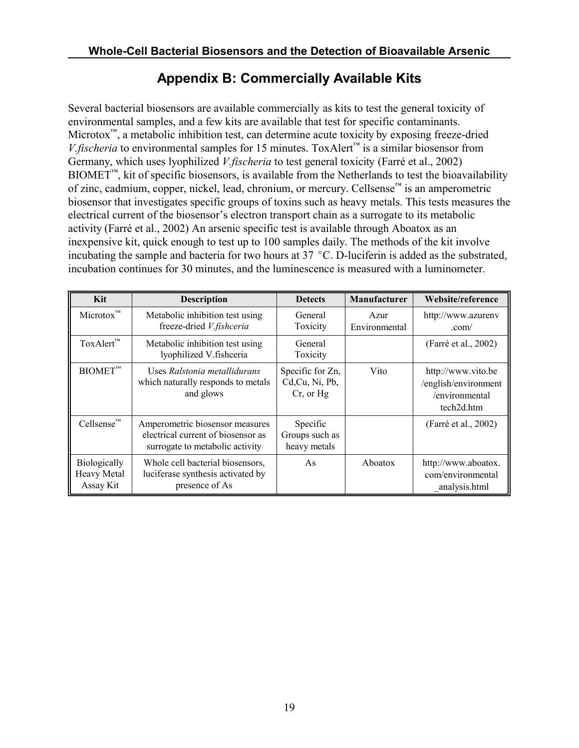# Appendix B: Commercially Available Kits

Several bacterial biosensors are available commercially as kits to test the general toxicity of environmental samples, and a few kits are available that test for specific contaminants. Microtox™, a metabolic inhibition test, can determine acute toxicity by exposing freeze-dried *V.fischeria* to environmental samples for 15 minutes. ToxAlert™ is a similar biosensor from Germany, which uses lyophilized *V.fischeria* to test general toxicity (Farré et al., 2002) BIOMET™, kit of specific biosensors, is available from the Netherlands to test the bioavailability of zinc, cadmium, copper, nickel, lead, chronium, or mercury. Cellsense™ is an amperometric biosensor that investigates specific groups of toxins such as heavy metals. This tests measures the electrical current of the biosensor's electron transport chain as a surrogate to its metabolic activity (Farré et al., 2002) An arsenic specific test is available through Aboatox as an inexpensive kit, quick enough to test up to 100 samples daily. The methods of the kit involve incubating the sample and bacteria for two hours at 37 °C. D-luciferin is added as the substrated, incubation continues for 30 minutes, and the luminescence is measured with a luminometer.

| Kit | Description | Detects | Manufacturer | Website/reference |
|---|---|---|---|---|
| Microtox™ | Metabolic inhibition test using freeze-dried *V.fishceria* | General Toxicity | Azur Environmental | http://www.azurenv.com/ |
| ToxAlert™ | Metabolic inhibition test using lyophilized V.fishceria | General Toxicity | | (Farré et al., 2002) |
| BIOMET™ | Uses *Ralstonia metallidurans* which naturally responds to metals and glows | Specific for Zn, Cd,Cu, Ni, Pb, Cr, or Hg | Vito | http://www.vito.be/english/environment/environmentaltech2d.htm |
| Cellsense™ | Amperometric biosensor measures electrical current of biosensor as surrogate to metabolic activity | Specific Groups such as heavy metals | | (Farré et al., 2002) |
| Biologically Heavy Metal Assay Kit | Whole cell bacterial biosensors, luciferase synthesis activated by presence of As | As | Aboatox | http://www.aboatox.com/environmental_analysis.html |